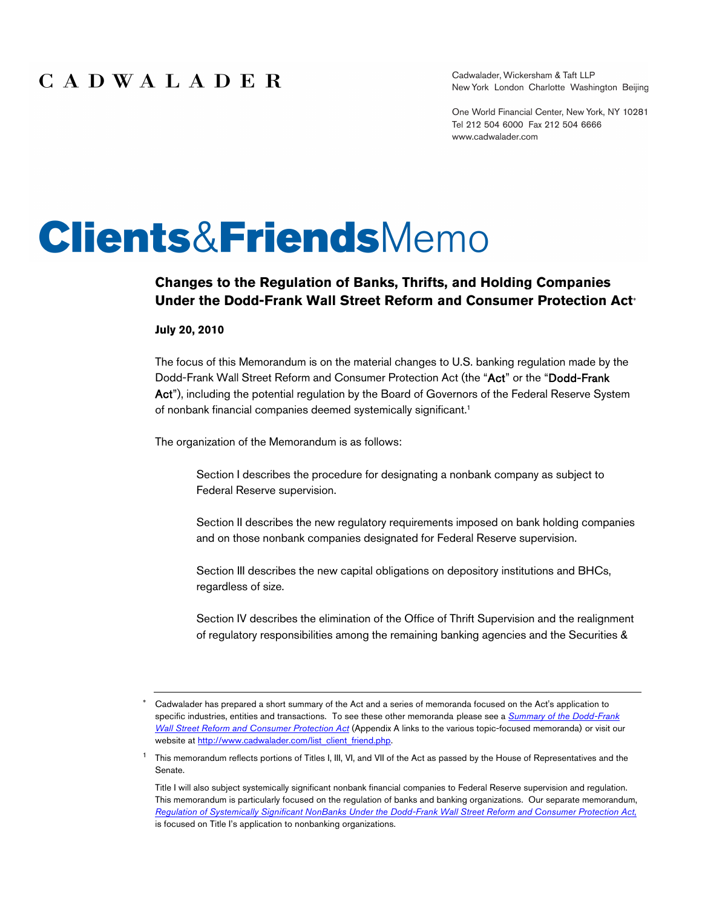CADWALADER

Cadwalader, Wickersham & Taft LLP
New York London Charlotte Washington Beijing

One World Financial Center, New York, NY 10281
Tel 212 504 6000 Fax 212 504 6666
www.cadwalader.com

# Clients&FriendsMemo

## Changes to the Regulation of Banks, Thrifts, and Holding Companies Under the Dodd-Frank Wall Street Reform and Consumer Protection Act*

**July 20, 2010**

The focus of this Memorandum is on the material changes to U.S. banking regulation made by the Dodd-Frank Wall Street Reform and Consumer Protection Act (the "**Act**" or the "**Dodd-Frank Act**"), including the potential regulation by the Board of Governors of the Federal Reserve System of nonbank financial companies deemed systemically significant.[1]

The organization of the Memorandum is as follows:

> Section I describes the procedure for designating a nonbank company as subject to Federal Reserve supervision.
>
> Section II describes the new regulatory requirements imposed on bank holding companies and on those nonbank companies designated for Federal Reserve supervision.
>
> Section III describes the new capital obligations on depository institutions and BHCs, regardless of size.
>
> Section IV describes the elimination of the Office of Thrift Supervision and the realignment of regulatory responsibilities among the remaining banking agencies and the Securities &

---

\* Cadwalader has prepared a short summary of the Act and a series of memoranda focused on the Act's application to specific industries, entities and transactions. To see these other memoranda please see a *Summary of the Dodd-Frank Wall Street Reform and Consumer Protection Act* (Appendix A links to the various topic-focused memoranda) or visit our website at http://www.cadwalader.com/list_client_friend.php.

[1] This memorandum reflects portions of Titles I, III, VI, and VII of the Act as passed by the House of Representatives and the Senate.

Title I will also subject systemically significant nonbank financial companies to Federal Reserve supervision and regulation. This memorandum is particularly focused on the regulation of banks and banking organizations. Our separate memorandum, *Regulation of Systemically Significant NonBanks Under the Dodd-Frank Wall Street Reform and Consumer Protection Act*, is focused on Title I's application to nonbanking organizations.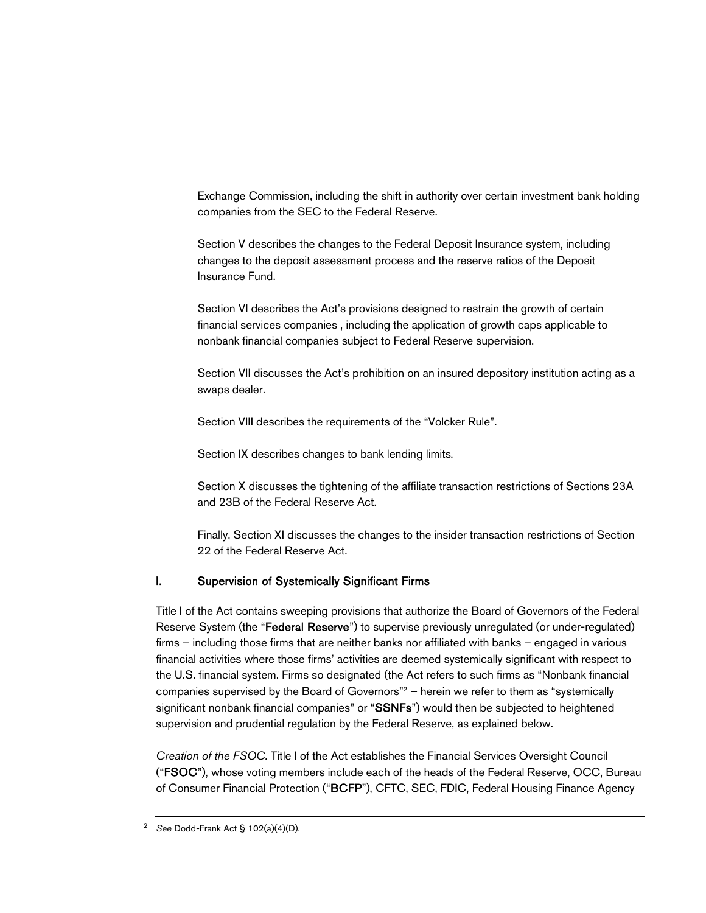Exchange Commission, including the shift in authority over certain investment bank holding companies from the SEC to the Federal Reserve.

Section V describes the changes to the Federal Deposit Insurance system, including changes to the deposit assessment process and the reserve ratios of the Deposit Insurance Fund.

Section VI describes the Act's provisions designed to restrain the growth of certain financial services companies , including the application of growth caps applicable to nonbank financial companies subject to Federal Reserve supervision.

Section VII discusses the Act's prohibition on an insured depository institution acting as a swaps dealer.

Section VIII describes the requirements of the "Volcker Rule".

Section IX describes changes to bank lending limits.

Section X discusses the tightening of the affiliate transaction restrictions of Sections 23A and 23B of the Federal Reserve Act.

Finally, Section XI discusses the changes to the insider transaction restrictions of Section 22 of the Federal Reserve Act.

## I. Supervision of Systemically Significant Firms

Title I of the Act contains sweeping provisions that authorize the Board of Governors of the Federal Reserve System (the "**Federal Reserve**") to supervise previously unregulated (or under-regulated) firms – including those firms that are neither banks nor affiliated with banks – engaged in various financial activities where those firms' activities are deemed systemically significant with respect to the U.S. financial system. Firms so designated (the Act refers to such firms as "Nonbank financial companies supervised by the Board of Governors"[2] – herein we refer to them as "systemically significant nonbank financial companies" or "**SSNFs**") would then be subjected to heightened supervision and prudential regulation by the Federal Reserve, as explained below.

*Creation of the FSOC.* Title I of the Act establishes the Financial Services Oversight Council ("**FSOC**"), whose voting members include each of the heads of the Federal Reserve, OCC, Bureau of Consumer Financial Protection ("**BCFP**"), CFTC, SEC, FDIC, Federal Housing Finance Agency

---

[2] *See* Dodd-Frank Act § 102(a)(4)(D).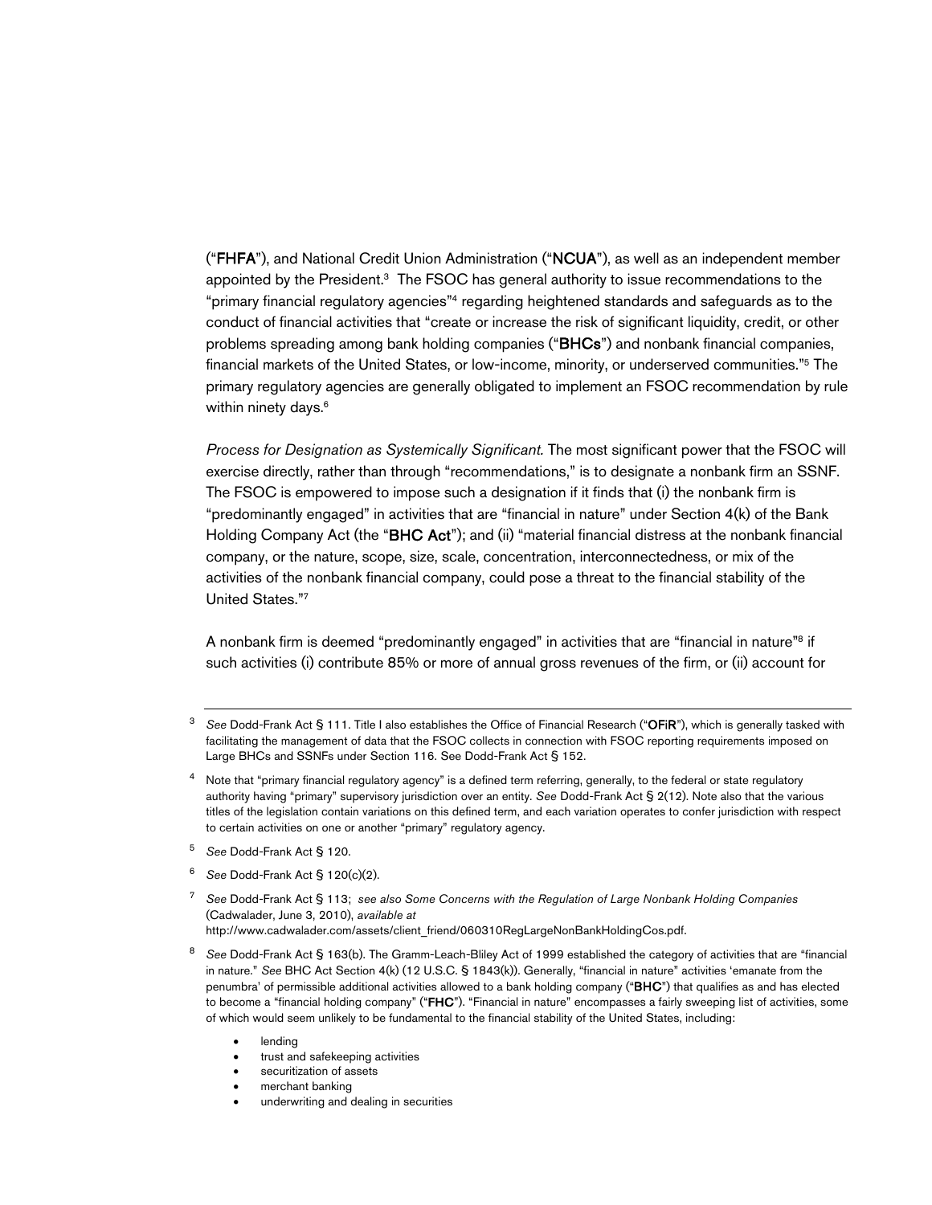("**FHFA**"), and National Credit Union Administration ("**NCUA**"), as well as an independent member appointed by the President.[3] The FSOC has general authority to issue recommendations to the "primary financial regulatory agencies"[4] regarding heightened standards and safeguards as to the conduct of financial activities that "create or increase the risk of significant liquidity, credit, or other problems spreading among bank holding companies ("**BHCs**") and nonbank financial companies, financial markets of the United States, or low-income, minority, or underserved communities."[5] The primary regulatory agencies are generally obligated to implement an FSOC recommendation by rule within ninety days.[6]

*Process for Designation as Systemically Significant.* The most significant power that the FSOC will exercise directly, rather than through "recommendations," is to designate a nonbank firm an SSNF. The FSOC is empowered to impose such a designation if it finds that (i) the nonbank firm is "predominantly engaged" in activities that are "financial in nature" under Section 4(k) of the Bank Holding Company Act (the "**BHC Act**"); and (ii) "material financial distress at the nonbank financial company, or the nature, scope, size, scale, concentration, interconnectedness, or mix of the activities of the nonbank financial company, could pose a threat to the financial stability of the United States."[7]

A nonbank firm is deemed "predominantly engaged" in activities that are "financial in nature"[8] if such activities (i) contribute 85% or more of annual gross revenues of the firm, or (ii) account for

---

[3] *See* Dodd-Frank Act § 111. Title I also establishes the Office of Financial Research ("**OFiR**"), which is generally tasked with facilitating the management of data that the FSOC collects in connection with FSOC reporting requirements imposed on Large BHCs and SSNFs under Section 116. See Dodd-Frank Act § 152.

[4] Note that "primary financial regulatory agency" is a defined term referring, generally, to the federal or state regulatory authority having "primary" supervisory jurisdiction over an entity. *See* Dodd-Frank Act § 2(12). Note also that the various titles of the legislation contain variations on this defined term, and each variation operates to confer jurisdiction with respect to certain activities on one or another "primary" regulatory agency.

[5] *See* Dodd-Frank Act § 120.

[6] *See* Dodd-Frank Act § 120(c)(2).

[7] *See* Dodd-Frank Act § 113; *see also Some Concerns with the Regulation of Large Nonbank Holding Companies* (Cadwalader, June 3, 2010), *available at* http://www.cadwalader.com/assets/client_friend/060310RegLargeNonBankHoldingCos.pdf.

[8] *See* Dodd-Frank Act § 163(b). The Gramm-Leach-Bliley Act of 1999 established the category of activities that are "financial in nature." *See* BHC Act Section 4(k) (12 U.S.C. § 1843(k)). Generally, "financial in nature" activities 'emanate from the penumbra' of permissible additional activities allowed to a bank holding company ("**BHC**") that qualifies as and has elected to become a "financial holding company" ("**FHC**"). "Financial in nature" encompasses a fairly sweeping list of activities, some of which would seem unlikely to be fundamental to the financial stability of the United States, including:

- lending
- trust and safekeeping activities
- securitization of assets
- merchant banking
- underwriting and dealing in securities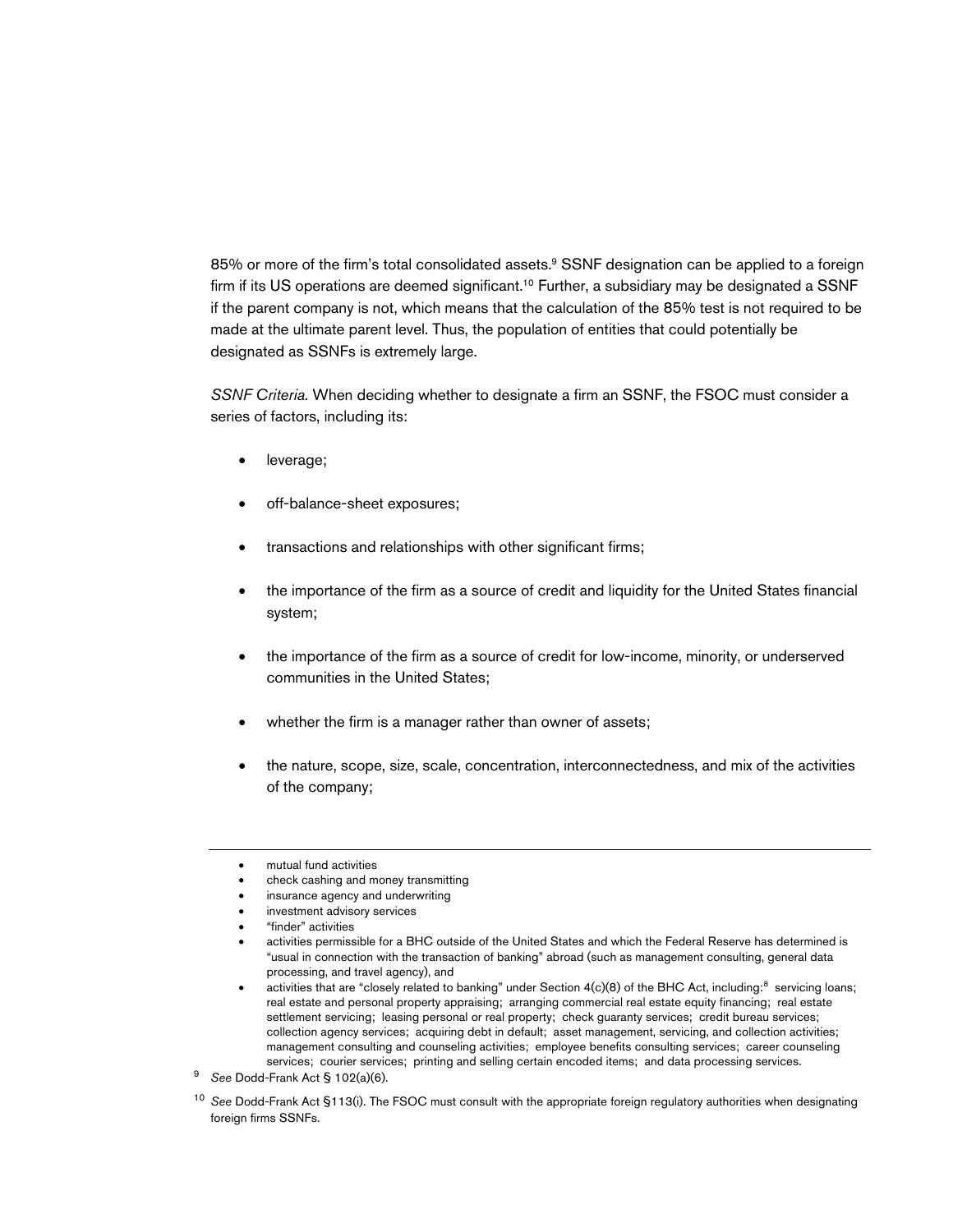85% or more of the firm's total consolidated assets.[9] SSNF designation can be applied to a foreign firm if its US operations are deemed significant.[10] Further, a subsidiary may be designated a SSNF if the parent company is not, which means that the calculation of the 85% test is not required to be made at the ultimate parent level. Thus, the population of entities that could potentially be designated as SSNFs is extremely large.

*SSNF Criteria.* When deciding whether to designate a firm an SSNF, the FSOC must consider a series of factors, including its:

- leverage;
- off-balance-sheet exposures;
- transactions and relationships with other significant firms;
- the importance of the firm as a source of credit and liquidity for the United States financial system;
- the importance of the firm as a source of credit for low-income, minority, or underserved communities in the United States;
- whether the firm is a manager rather than owner of assets;
- the nature, scope, size, scale, concentration, interconnectedness, and mix of the activities of the company;

---

- mutual fund activities
- check cashing and money transmitting
- insurance agency and underwriting
- investment advisory services
- "finder" activities
- activities permissible for a BHC outside of the United States and which the Federal Reserve has determined is "usual in connection with the transaction of banking" abroad (such as management consulting, general data processing, and travel agency), and
- activities that are "closely related to banking" under Section 4(c)(8) of the BHC Act, including:[8] servicing loans; real estate and personal property appraising; arranging commercial real estate equity financing; real estate settlement servicing; leasing personal or real property; check guaranty services; credit bureau services; collection agency services; acquiring debt in default; asset management, servicing, and collection activities; management consulting and counseling activities; employee benefits consulting services; career counseling services; courier services; printing and selling certain encoded items; and data processing services.

[9] *See* Dodd-Frank Act § 102(a)(6).

[10] *See* Dodd-Frank Act §113(i). The FSOC must consult with the appropriate foreign regulatory authorities when designating foreign firms SSNFs.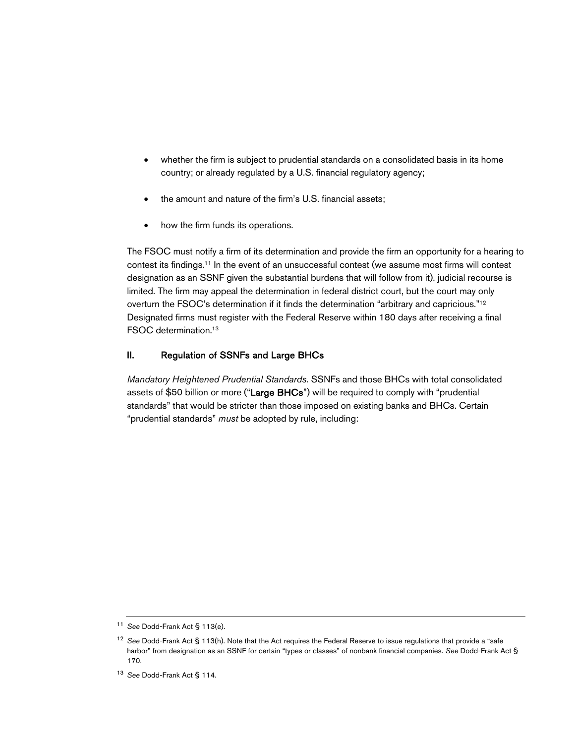- whether the firm is subject to prudential standards on a consolidated basis in its home country; or already regulated by a U.S. financial regulatory agency;
- the amount and nature of the firm's U.S. financial assets;
- how the firm funds its operations.

The FSOC must notify a firm of its determination and provide the firm an opportunity for a hearing to contest its findings.[11] In the event of an unsuccessful contest (we assume most firms will contest designation as an SSNF given the substantial burdens that will follow from it), judicial recourse is limited. The firm may appeal the determination in federal district court, but the court may only overturn the FSOC's determination if it finds the determination "arbitrary and capricious."[12] Designated firms must register with the Federal Reserve within 180 days after receiving a final FSOC determination.[13]

## II. Regulation of SSNFs and Large BHCs

*Mandatory Heightened Prudential Standards*. SSNFs and those BHCs with total consolidated assets of $50 billion or more ("**Large BHCs**") will be required to comply with "prudential standards" that would be stricter than those imposed on existing banks and BHCs. Certain "prudential standards" *must* be adopted by rule, including:

---

[11] *See* Dodd-Frank Act § 113(e).

[12] *See* Dodd-Frank Act § 113(h). Note that the Act requires the Federal Reserve to issue regulations that provide a "safe harbor" from designation as an SSNF for certain "types or classes" of nonbank financial companies. *See* Dodd-Frank Act § 170.

[13] *See* Dodd-Frank Act § 114.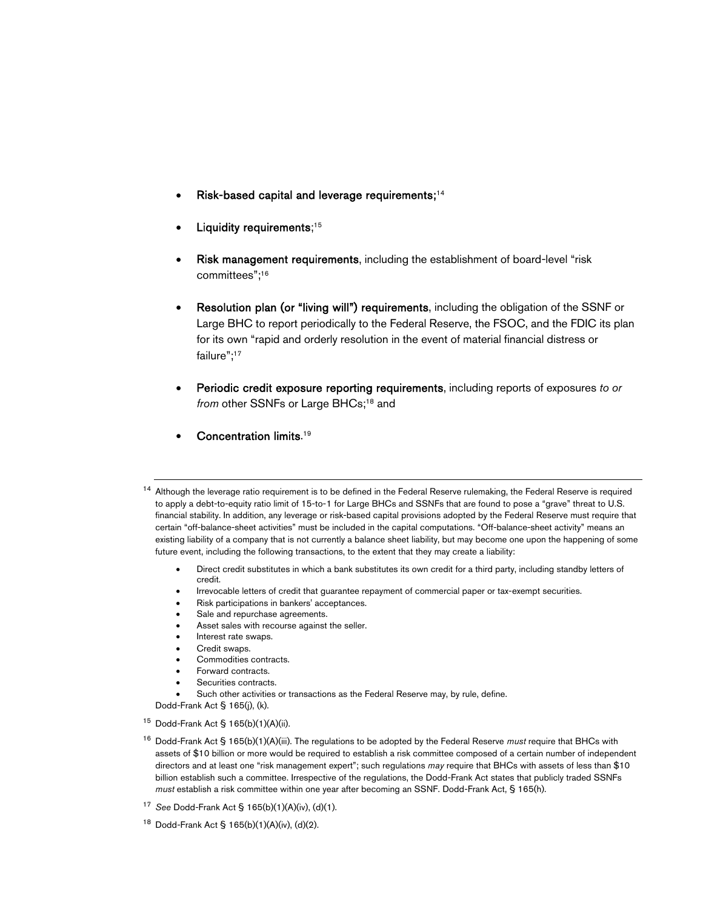- **Risk-based capital and leverage requirements;**[14]

- **Liquidity requirements**;[15]

- **Risk management requirements**, including the establishment of board-level "risk committees";[16]

- **Resolution plan (or "living will") requirements**, including the obligation of the SSNF or Large BHC to report periodically to the Federal Reserve, the FSOC, and the FDIC its plan for its own "rapid and orderly resolution in the event of material financial distress or failure";[17]

- **Periodic credit exposure reporting requirements**, including reports of exposures *to or from* other SSNFs or Large BHCs;[18] and

- **Concentration limits**.[19]

---

[14] Although the leverage ratio requirement is to be defined in the Federal Reserve rulemaking, the Federal Reserve is required to apply a debt-to-equity ratio limit of 15-to-1 for Large BHCs and SSNFs that are found to pose a "grave" threat to U.S. financial stability. In addition, any leverage or risk-based capital provisions adopted by the Federal Reserve must require that certain "off-balance-sheet activities" must be included in the capital computations. "Off-balance-sheet activity" means an existing liability of a company that is not currently a balance sheet liability, but may become one upon the happening of some future event, including the following transactions, to the extent that they may create a liability:

- Direct credit substitutes in which a bank substitutes its own credit for a third party, including standby letters of credit.
- Irrevocable letters of credit that guarantee repayment of commercial paper or tax-exempt securities.
- Risk participations in bankers' acceptances.
- Sale and repurchase agreements.
- Asset sales with recourse against the seller.
- Interest rate swaps.
- Credit swaps.
- Commodities contracts.
- Forward contracts.
- Securities contracts.
- Such other activities or transactions as the Federal Reserve may, by rule, define.

Dodd-Frank Act § 165(j), (k).

[15] Dodd-Frank Act § 165(b)(1)(A)(ii).

[16] Dodd-Frank Act § 165(b)(1)(A)(iii). The regulations to be adopted by the Federal Reserve *must* require that BHCs with assets of $10 billion or more would be required to establish a risk committee composed of a certain number of independent directors and at least one "risk management expert"; such regulations *may* require that BHCs with assets of less than $10 billion establish such a committee. Irrespective of the regulations, the Dodd-Frank Act states that publicly traded SSNFs *must* establish a risk committee within one year after becoming an SSNF. Dodd-Frank Act, § 165(h).

[17] *See* Dodd-Frank Act § 165(b)(1)(A)(iv), (d)(1).

[18] Dodd-Frank Act § 165(b)(1)(A)(iv), (d)(2).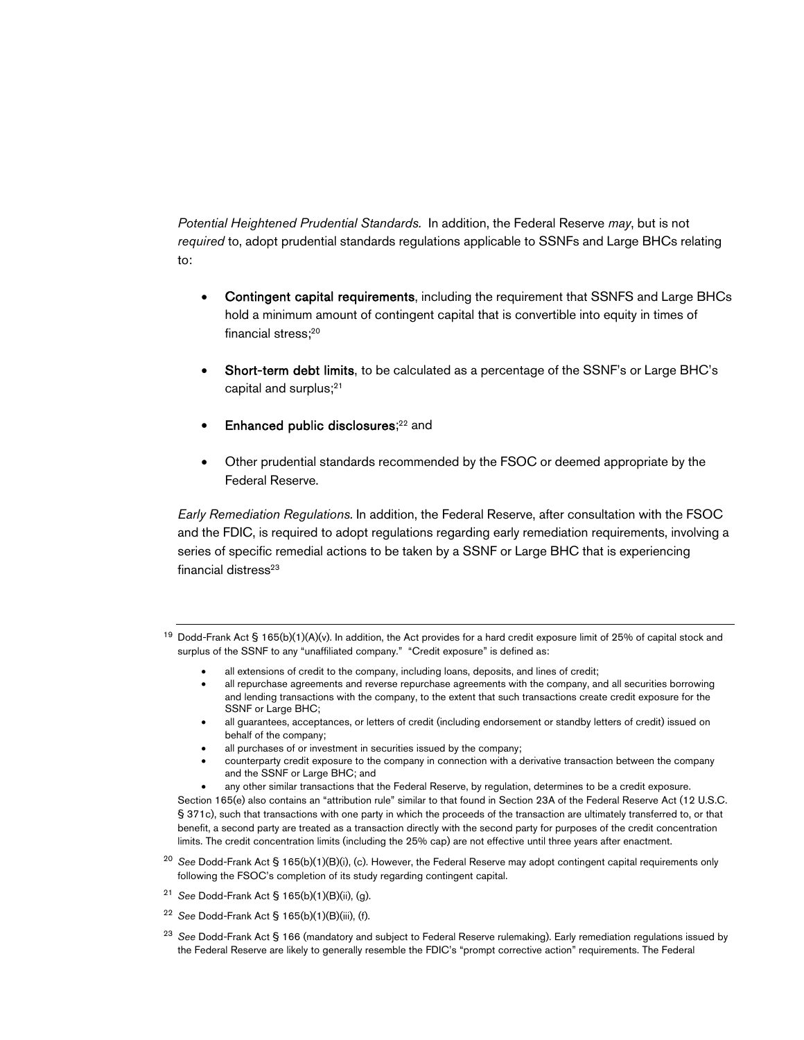*Potential Heightened Prudential Standards.* In addition, the Federal Reserve *may*, but is not *required* to, adopt prudential standards regulations applicable to SSNFs and Large BHCs relating to:

- **Contingent capital requirements**, including the requirement that SSNFS and Large BHCs hold a minimum amount of contingent capital that is convertible into equity in times of financial stress;[20]

- **Short-term debt limits**, to be calculated as a percentage of the SSNF's or Large BHC's capital and surplus;[21]

- **Enhanced public disclosures**;[22] and

- Other prudential standards recommended by the FSOC or deemed appropriate by the Federal Reserve.

*Early Remediation Regulations.* In addition, the Federal Reserve, after consultation with the FSOC and the FDIC, is required to adopt regulations regarding early remediation requirements, involving a series of specific remedial actions to be taken by a SSNF or Large BHC that is experiencing financial distress[23]

---

[19] Dodd-Frank Act § 165(b)(1)(A)(v). In addition, the Act provides for a hard credit exposure limit of 25% of capital stock and surplus of the SSNF to any "unaffiliated company." "Credit exposure" is defined as:

- all extensions of credit to the company, including loans, deposits, and lines of credit;
- all repurchase agreements and reverse repurchase agreements with the company, and all securities borrowing and lending transactions with the company, to the extent that such transactions create credit exposure for the SSNF or Large BHC;
- all guarantees, acceptances, or letters of credit (including endorsement or standby letters of credit) issued on behalf of the company;
- all purchases of or investment in securities issued by the company;
- counterparty credit exposure to the company in connection with a derivative transaction between the company and the SSNF or Large BHC; and
- any other similar transactions that the Federal Reserve, by regulation, determines to be a credit exposure.

Section 165(e) also contains an "attribution rule" similar to that found in Section 23A of the Federal Reserve Act (12 U.S.C. § 371c), such that transactions with one party in which the proceeds of the transaction are ultimately transferred to, or that benefit, a second party are treated as a transaction directly with the second party for purposes of the credit concentration limits. The credit concentration limits (including the 25% cap) are not effective until three years after enactment.

[20] *See* Dodd-Frank Act § 165(b)(1)(B)(i), (c). However, the Federal Reserve may adopt contingent capital requirements only following the FSOC's completion of its study regarding contingent capital.

[21] *See* Dodd-Frank Act § 165(b)(1)(B)(ii), (g).

[22] *See* Dodd-Frank Act § 165(b)(1)(B)(iii), (f).

[23] *See* Dodd-Frank Act § 166 (mandatory and subject to Federal Reserve rulemaking). Early remediation regulations issued by the Federal Reserve are likely to generally resemble the FDIC's "prompt corrective action" requirements. The Federal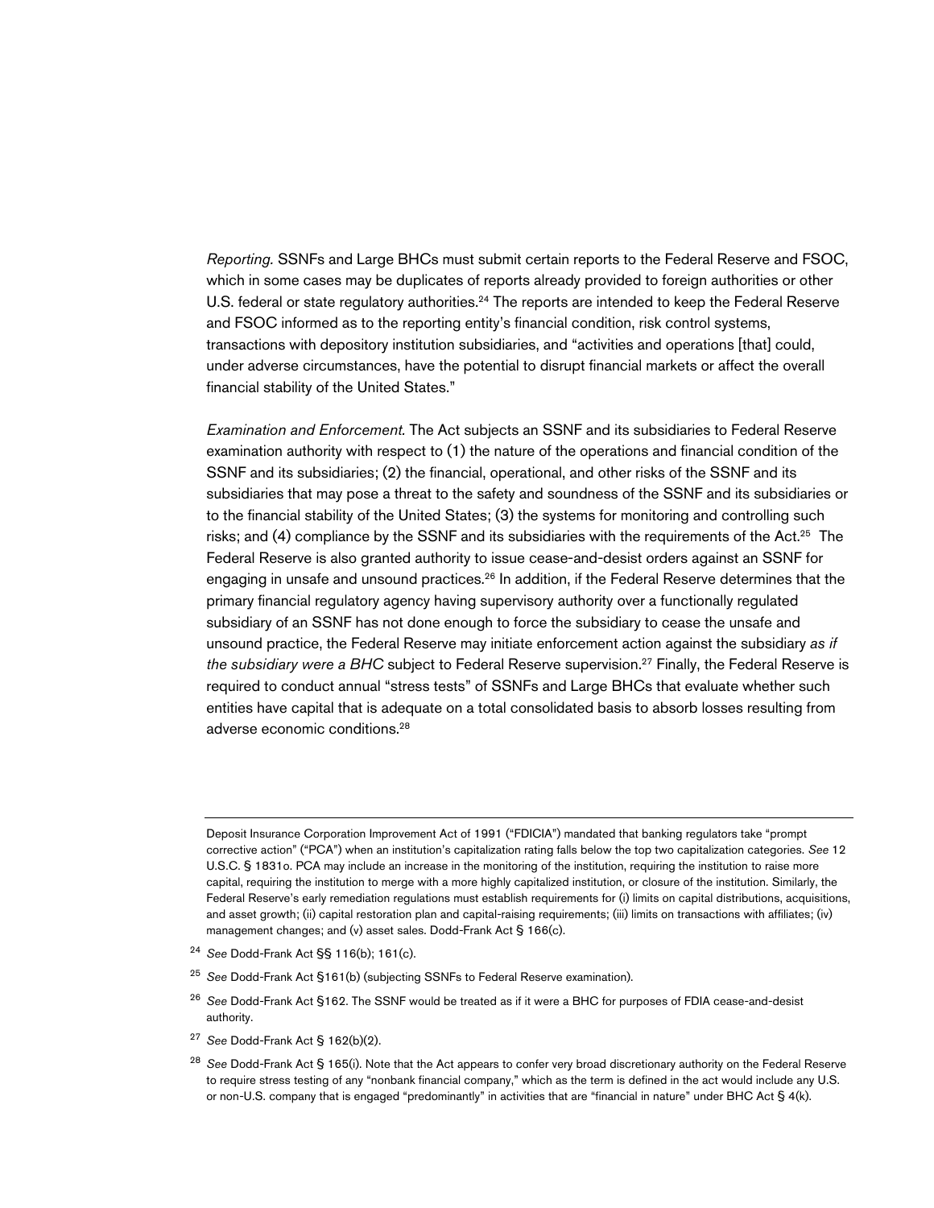*Reporting.* SSNFs and Large BHCs must submit certain reports to the Federal Reserve and FSOC, which in some cases may be duplicates of reports already provided to foreign authorities or other U.S. federal or state regulatory authorities.[24] The reports are intended to keep the Federal Reserve and FSOC informed as to the reporting entity's financial condition, risk control systems, transactions with depository institution subsidiaries, and "activities and operations [that] could, under adverse circumstances, have the potential to disrupt financial markets or affect the overall financial stability of the United States."

*Examination and Enforcement.* The Act subjects an SSNF and its subsidiaries to Federal Reserve examination authority with respect to (1) the nature of the operations and financial condition of the SSNF and its subsidiaries; (2) the financial, operational, and other risks of the SSNF and its subsidiaries that may pose a threat to the safety and soundness of the SSNF and its subsidiaries or to the financial stability of the United States; (3) the systems for monitoring and controlling such risks; and (4) compliance by the SSNF and its subsidiaries with the requirements of the Act.[25] The Federal Reserve is also granted authority to issue cease-and-desist orders against an SSNF for engaging in unsafe and unsound practices.[26] In addition, if the Federal Reserve determines that the primary financial regulatory agency having supervisory authority over a functionally regulated subsidiary of an SSNF has not done enough to force the subsidiary to cease the unsafe and unsound practice, the Federal Reserve may initiate enforcement action against the subsidiary *as if the subsidiary were a BHC* subject to Federal Reserve supervision.[27] Finally, the Federal Reserve is required to conduct annual "stress tests" of SSNFs and Large BHCs that evaluate whether such entities have capital that is adequate on a total consolidated basis to absorb losses resulting from adverse economic conditions.[28]

---

Deposit Insurance Corporation Improvement Act of 1991 ("FDICIA") mandated that banking regulators take "prompt corrective action" ("PCA") when an institution's capitalization rating falls below the top two capitalization categories. *See* 12 U.S.C. § 1831o. PCA may include an increase in the monitoring of the institution, requiring the institution to raise more capital, requiring the institution to merge with a more highly capitalized institution, or closure of the institution. Similarly, the Federal Reserve's early remediation regulations must establish requirements for (i) limits on capital distributions, acquisitions, and asset growth; (ii) capital restoration plan and capital-raising requirements; (iii) limits on transactions with affiliates; (iv) management changes; and (v) asset sales. Dodd-Frank Act § 166(c).

[24] *See* Dodd-Frank Act §§ 116(b); 161(c).

[25] *See* Dodd-Frank Act §161(b) (subjecting SSNFs to Federal Reserve examination).

[26] *See* Dodd-Frank Act §162. The SSNF would be treated as if it were a BHC for purposes of FDIA cease-and-desist authority.

[27] *See* Dodd-Frank Act § 162(b)(2).

[28] *See* Dodd-Frank Act § 165(i). Note that the Act appears to confer very broad discretionary authority on the Federal Reserve to require stress testing of any "nonbank financial company," which as the term is defined in the act would include any U.S. or non-U.S. company that is engaged "predominantly" in activities that are "financial in nature" under BHC Act § 4(k).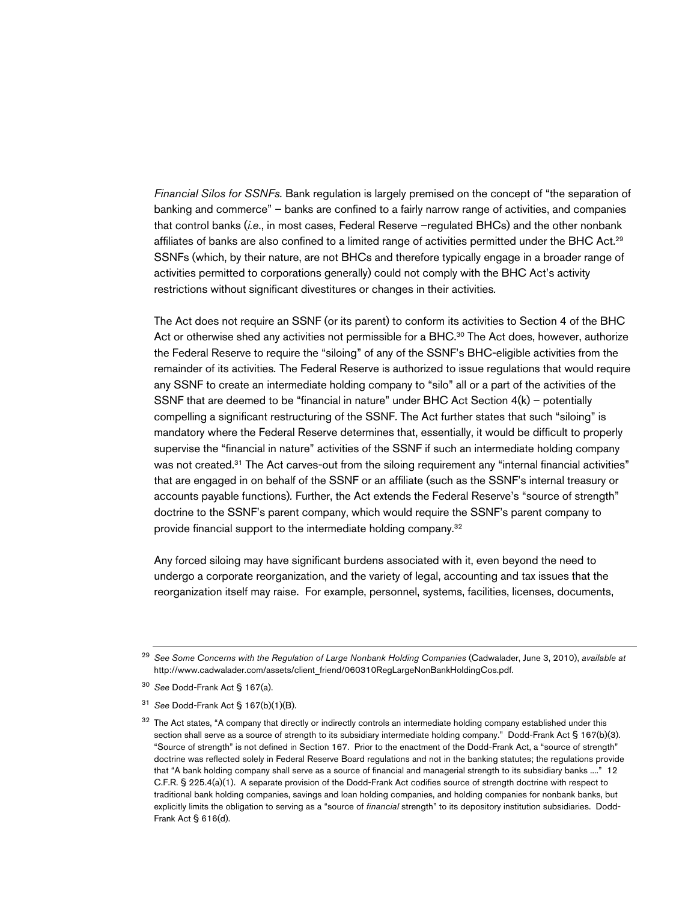*Financial Silos for SSNFs.* Bank regulation is largely premised on the concept of "the separation of banking and commerce" – banks are confined to a fairly narrow range of activities, and companies that control banks (*i.e.*, in most cases, Federal Reserve –regulated BHCs) and the other nonbank affiliates of banks are also confined to a limited range of activities permitted under the BHC Act.[29] SSNFs (which, by their nature, are not BHCs and therefore typically engage in a broader range of activities permitted to corporations generally) could not comply with the BHC Act's activity restrictions without significant divestitures or changes in their activities.

The Act does not require an SSNF (or its parent) to conform its activities to Section 4 of the BHC Act or otherwise shed any activities not permissible for a BHC.[30] The Act does, however, authorize the Federal Reserve to require the "siloing" of any of the SSNF's BHC-eligible activities from the remainder of its activities. The Federal Reserve is authorized to issue regulations that would require any SSNF to create an intermediate holding company to "silo" all or a part of the activities of the SSNF that are deemed to be "financial in nature" under BHC Act Section 4(k) – potentially compelling a significant restructuring of the SSNF. The Act further states that such "siloing" is mandatory where the Federal Reserve determines that, essentially, it would be difficult to properly supervise the "financial in nature" activities of the SSNF if such an intermediate holding company was not created.[31] The Act carves-out from the siloing requirement any "internal financial activities" that are engaged in on behalf of the SSNF or an affiliate (such as the SSNF's internal treasury or accounts payable functions). Further, the Act extends the Federal Reserve's "source of strength" doctrine to the SSNF's parent company, which would require the SSNF's parent company to provide financial support to the intermediate holding company.[32]

Any forced siloing may have significant burdens associated with it, even beyond the need to undergo a corporate reorganization, and the variety of legal, accounting and tax issues that the reorganization itself may raise. For example, personnel, systems, facilities, licenses, documents,

---

[29] *See Some Concerns with the Regulation of Large Nonbank Holding Companies* (Cadwalader, June 3, 2010), *available at* http://www.cadwalader.com/assets/client_friend/060310RegLargeNonBankHoldingCos.pdf.

[30] *See* Dodd-Frank Act § 167(a).

[31] *See* Dodd-Frank Act § 167(b)(1)(B).

[32] The Act states, "A company that directly or indirectly controls an intermediate holding company established under this section shall serve as a source of strength to its subsidiary intermediate holding company." Dodd-Frank Act § 167(b)(3). "Source of strength" is not defined in Section 167. Prior to the enactment of the Dodd-Frank Act, a "source of strength" doctrine was reflected solely in Federal Reserve Board regulations and not in the banking statutes; the regulations provide that "A bank holding company shall serve as a source of financial and managerial strength to its subsidiary banks ...." 12 C.F.R. § 225.4(a)(1). A separate provision of the Dodd-Frank Act codifies source of strength doctrine with respect to traditional bank holding companies, savings and loan holding companies, and holding companies for nonbank banks, but explicitly limits the obligation to serving as a "source of *financial* strength" to its depository institution subsidiaries. Dodd-Frank Act § 616(d).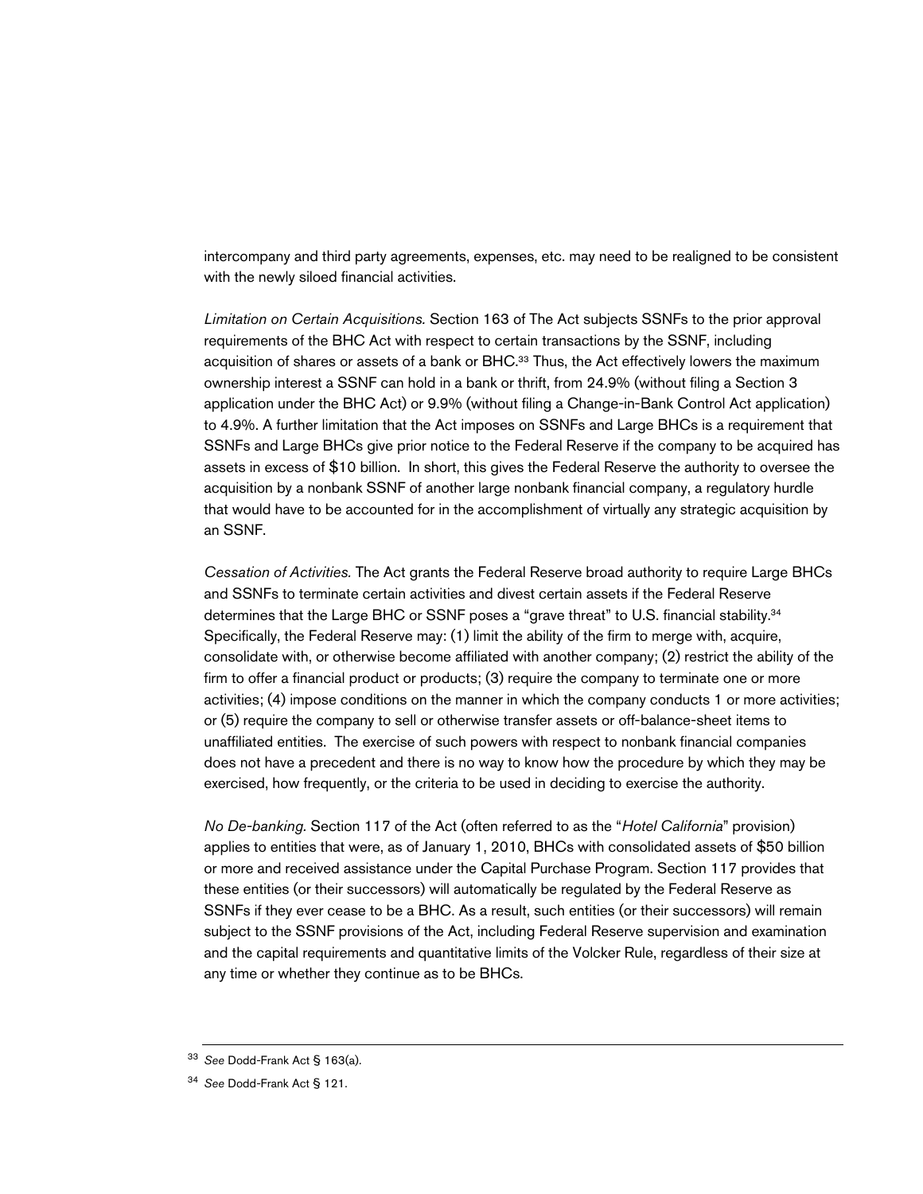intercompany and third party agreements, expenses, etc. may need to be realigned to be consistent with the newly siloed financial activities.

*Limitation on Certain Acquisitions.* Section 163 of The Act subjects SSNFs to the prior approval requirements of the BHC Act with respect to certain transactions by the SSNF, including acquisition of shares or assets of a bank or BHC.[33] Thus, the Act effectively lowers the maximum ownership interest a SSNF can hold in a bank or thrift, from 24.9% (without filing a Section 3 application under the BHC Act) or 9.9% (without filing a Change-in-Bank Control Act application) to 4.9%. A further limitation that the Act imposes on SSNFs and Large BHCs is a requirement that SSNFs and Large BHCs give prior notice to the Federal Reserve if the company to be acquired has assets in excess of $10 billion. In short, this gives the Federal Reserve the authority to oversee the acquisition by a nonbank SSNF of another large nonbank financial company, a regulatory hurdle that would have to be accounted for in the accomplishment of virtually any strategic acquisition by an SSNF.

*Cessation of Activities.* The Act grants the Federal Reserve broad authority to require Large BHCs and SSNFs to terminate certain activities and divest certain assets if the Federal Reserve determines that the Large BHC or SSNF poses a "grave threat" to U.S. financial stability.[34] Specifically, the Federal Reserve may: (1) limit the ability of the firm to merge with, acquire, consolidate with, or otherwise become affiliated with another company; (2) restrict the ability of the firm to offer a financial product or products; (3) require the company to terminate one or more activities; (4) impose conditions on the manner in which the company conducts 1 or more activities; or (5) require the company to sell or otherwise transfer assets or off-balance-sheet items to unaffiliated entities. The exercise of such powers with respect to nonbank financial companies does not have a precedent and there is no way to know how the procedure by which they may be exercised, how frequently, or the criteria to be used in deciding to exercise the authority.

*No De-banking.* Section 117 of the Act (often referred to as the "*Hotel California*" provision) applies to entities that were, as of January 1, 2010, BHCs with consolidated assets of $50 billion or more and received assistance under the Capital Purchase Program. Section 117 provides that these entities (or their successors) will automatically be regulated by the Federal Reserve as SSNFs if they ever cease to be a BHC. As a result, such entities (or their successors) will remain subject to the SSNF provisions of the Act, including Federal Reserve supervision and examination and the capital requirements and quantitative limits of the Volcker Rule, regardless of their size at any time or whether they continue as to be BHCs.

---

[33] *See* Dodd-Frank Act § 163(a).

[34] *See* Dodd-Frank Act § 121.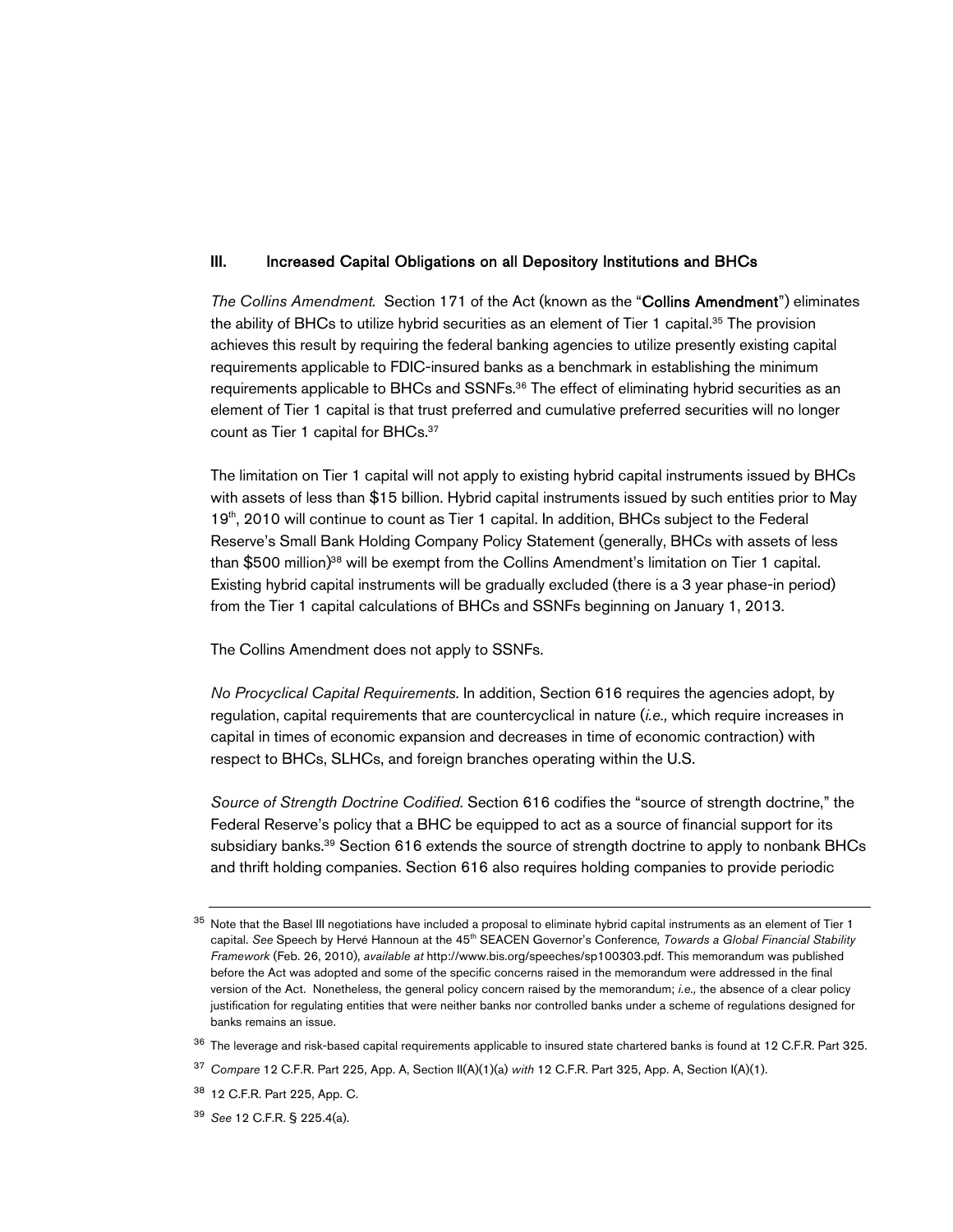## III. Increased Capital Obligations on all Depository Institutions and BHCs

*The Collins Amendment.* Section 171 of the Act (known as the "**Collins Amendment**") eliminates the ability of BHCs to utilize hybrid securities as an element of Tier 1 capital.[35] The provision achieves this result by requiring the federal banking agencies to utilize presently existing capital requirements applicable to FDIC-insured banks as a benchmark in establishing the minimum requirements applicable to BHCs and SSNFs.[36] The effect of eliminating hybrid securities as an element of Tier 1 capital is that trust preferred and cumulative preferred securities will no longer count as Tier 1 capital for BHCs.[37]

The limitation on Tier 1 capital will not apply to existing hybrid capital instruments issued by BHCs with assets of less than $15 billion. Hybrid capital instruments issued by such entities prior to May 19th, 2010 will continue to count as Tier 1 capital. In addition, BHCs subject to the Federal Reserve's Small Bank Holding Company Policy Statement (generally, BHCs with assets of less than $500 million)[38] will be exempt from the Collins Amendment's limitation on Tier 1 capital. Existing hybrid capital instruments will be gradually excluded (there is a 3 year phase-in period) from the Tier 1 capital calculations of BHCs and SSNFs beginning on January 1, 2013.

The Collins Amendment does not apply to SSNFs.

*No Procyclical Capital Requirements.* In addition, Section 616 requires the agencies adopt, by regulation, capital requirements that are countercyclical in nature (*i.e.,* which require increases in capital in times of economic expansion and decreases in time of economic contraction) with respect to BHCs, SLHCs, and foreign branches operating within the U.S.

*Source of Strength Doctrine Codified.* Section 616 codifies the "source of strength doctrine," the Federal Reserve's policy that a BHC be equipped to act as a source of financial support for its subsidiary banks.[39] Section 616 extends the source of strength doctrine to apply to nonbank BHCs and thrift holding companies. Section 616 also requires holding companies to provide periodic

---

[35] Note that the Basel III negotiations have included a proposal to eliminate hybrid capital instruments as an element of Tier 1 capital. *See* Speech by Hervé Hannoun at the 45th SEACEN Governor's Conference, *Towards a Global Financial Stability Framework* (Feb. 26, 2010), *available at* http://www.bis.org/speeches/sp100303.pdf. This memorandum was published before the Act was adopted and some of the specific concerns raised in the memorandum were addressed in the final version of the Act. Nonetheless, the general policy concern raised by the memorandum; *i.e.,* the absence of a clear policy justification for regulating entities that were neither banks nor controlled banks under a scheme of regulations designed for banks remains an issue.

[36] The leverage and risk-based capital requirements applicable to insured state chartered banks is found at 12 C.F.R. Part 325.

[37] *Compare* 12 C.F.R. Part 225, App. A, Section II(A)(1)(a) *with* 12 C.F.R. Part 325, App. A, Section I(A)(1).

[38] 12 C.F.R. Part 225, App. C.

[39] *See* 12 C.F.R. § 225.4(a).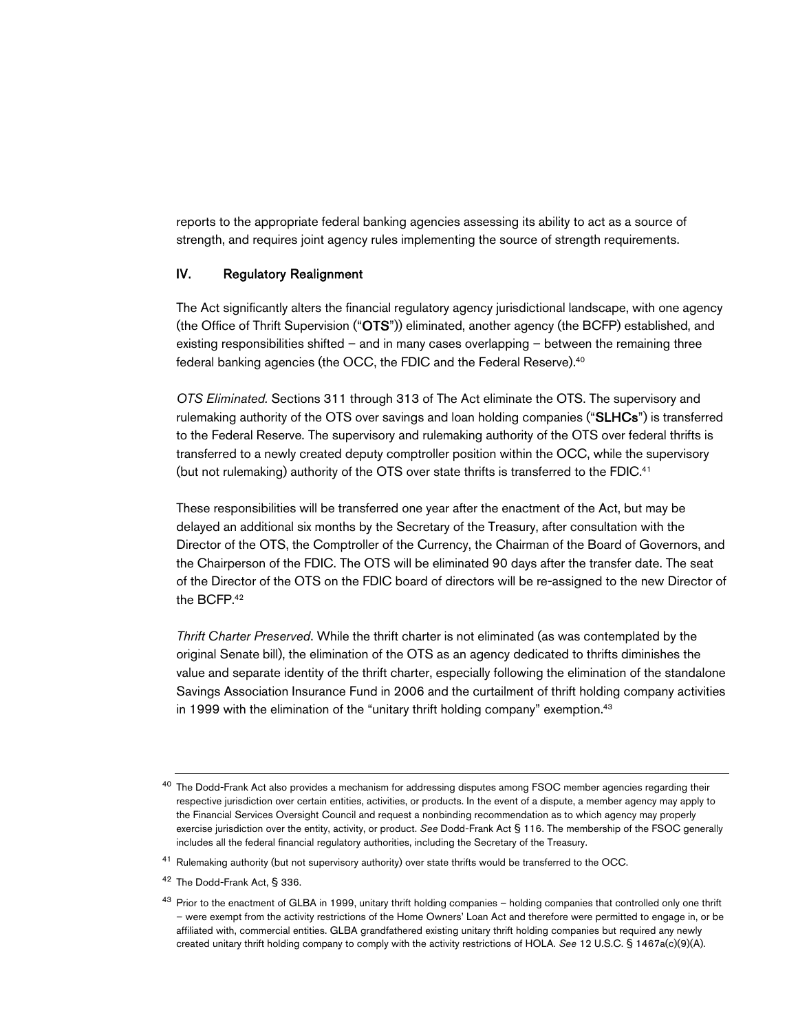reports to the appropriate federal banking agencies assessing its ability to act as a source of strength, and requires joint agency rules implementing the source of strength requirements.

## IV. Regulatory Realignment

The Act significantly alters the financial regulatory agency jurisdictional landscape, with one agency (the Office of Thrift Supervision ("**OTS**")) eliminated, another agency (the BCFP) established, and existing responsibilities shifted – and in many cases overlapping – between the remaining three federal banking agencies (the OCC, the FDIC and the Federal Reserve).[40]

*OTS Eliminated.* Sections 311 through 313 of The Act eliminate the OTS. The supervisory and rulemaking authority of the OTS over savings and loan holding companies ("**SLHCs**") is transferred to the Federal Reserve. The supervisory and rulemaking authority of the OTS over federal thrifts is transferred to a newly created deputy comptroller position within the OCC, while the supervisory (but not rulemaking) authority of the OTS over state thrifts is transferred to the FDIC.[41]

These responsibilities will be transferred one year after the enactment of the Act, but may be delayed an additional six months by the Secretary of the Treasury, after consultation with the Director of the OTS, the Comptroller of the Currency, the Chairman of the Board of Governors, and the Chairperson of the FDIC. The OTS will be eliminated 90 days after the transfer date. The seat of the Director of the OTS on the FDIC board of directors will be re-assigned to the new Director of the BCFP.[42]

*Thrift Charter Preserved*. While the thrift charter is not eliminated (as was contemplated by the original Senate bill), the elimination of the OTS as an agency dedicated to thrifts diminishes the value and separate identity of the thrift charter, especially following the elimination of the standalone Savings Association Insurance Fund in 2006 and the curtailment of thrift holding company activities in 1999 with the elimination of the "unitary thrift holding company" exemption.[43]

---

[40] The Dodd-Frank Act also provides a mechanism for addressing disputes among FSOC member agencies regarding their respective jurisdiction over certain entities, activities, or products. In the event of a dispute, a member agency may apply to the Financial Services Oversight Council and request a nonbinding recommendation as to which agency may properly exercise jurisdiction over the entity, activity, or product. *See* Dodd-Frank Act § 116. The membership of the FSOC generally includes all the federal financial regulatory authorities, including the Secretary of the Treasury.

[41] Rulemaking authority (but not supervisory authority) over state thrifts would be transferred to the OCC.

[42] The Dodd-Frank Act, § 336.

[43] Prior to the enactment of GLBA in 1999, unitary thrift holding companies – holding companies that controlled only one thrift – were exempt from the activity restrictions of the Home Owners' Loan Act and therefore were permitted to engage in, or be affiliated with, commercial entities. GLBA grandfathered existing unitary thrift holding companies but required any newly created unitary thrift holding company to comply with the activity restrictions of HOLA. *See* 12 U.S.C. § 1467a(c)(9)(A).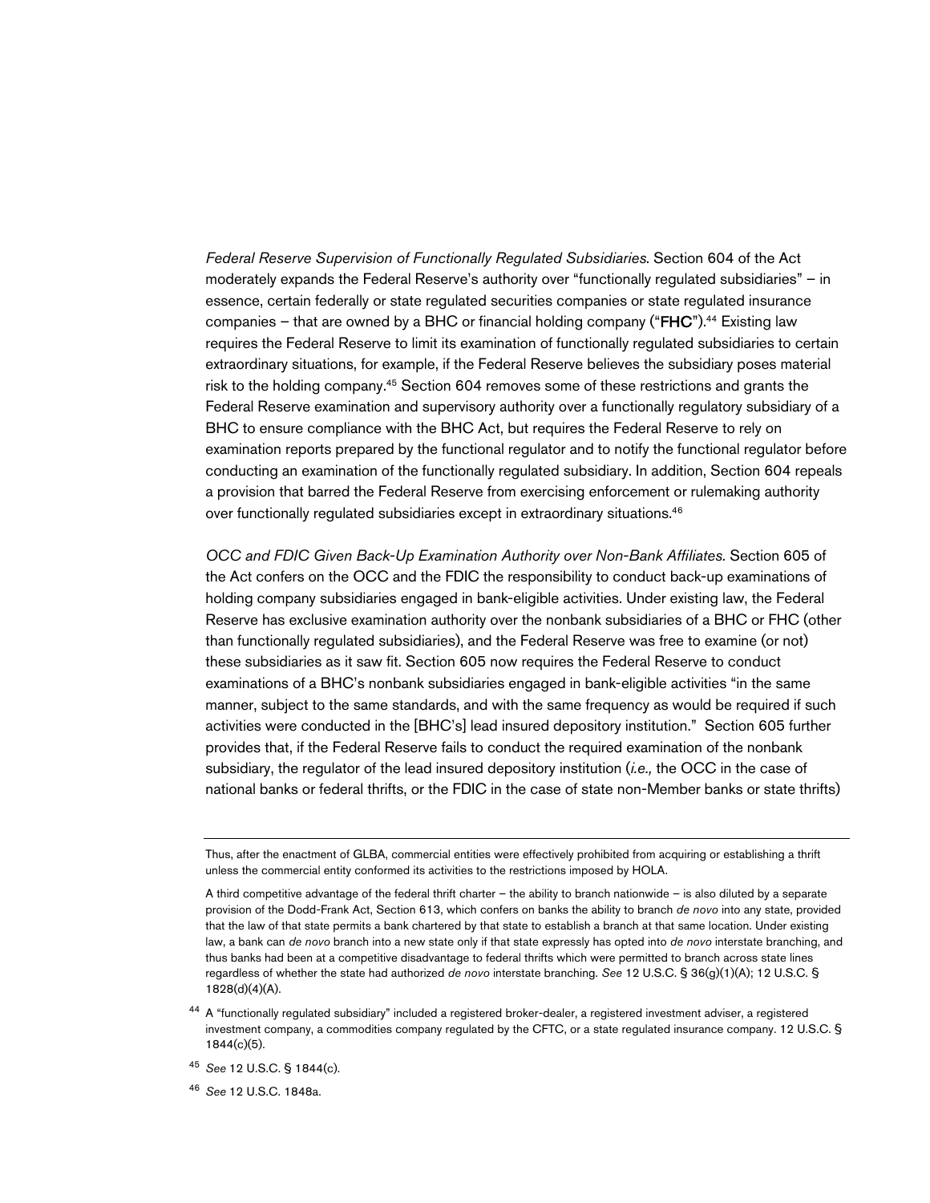*Federal Reserve Supervision of Functionally Regulated Subsidiaries*. Section 604 of the Act moderately expands the Federal Reserve's authority over "functionally regulated subsidiaries" – in essence, certain federally or state regulated securities companies or state regulated insurance companies – that are owned by a BHC or financial holding company ("**FHC**").[44] Existing law requires the Federal Reserve to limit its examination of functionally regulated subsidiaries to certain extraordinary situations, for example, if the Federal Reserve believes the subsidiary poses material risk to the holding company.[45] Section 604 removes some of these restrictions and grants the Federal Reserve examination and supervisory authority over a functionally regulatory subsidiary of a BHC to ensure compliance with the BHC Act, but requires the Federal Reserve to rely on examination reports prepared by the functional regulator and to notify the functional regulator before conducting an examination of the functionally regulated subsidiary. In addition, Section 604 repeals a provision that barred the Federal Reserve from exercising enforcement or rulemaking authority over functionally regulated subsidiaries except in extraordinary situations.[46]

*OCC and FDIC Given Back-Up Examination Authority over Non-Bank Affiliates.* Section 605 of the Act confers on the OCC and the FDIC the responsibility to conduct back-up examinations of holding company subsidiaries engaged in bank-eligible activities. Under existing law, the Federal Reserve has exclusive examination authority over the nonbank subsidiaries of a BHC or FHC (other than functionally regulated subsidiaries), and the Federal Reserve was free to examine (or not) these subsidiaries as it saw fit. Section 605 now requires the Federal Reserve to conduct examinations of a BHC's nonbank subsidiaries engaged in bank-eligible activities "in the same manner, subject to the same standards, and with the same frequency as would be required if such activities were conducted in the [BHC's] lead insured depository institution." Section 605 further provides that, if the Federal Reserve fails to conduct the required examination of the nonbank subsidiary, the regulator of the lead insured depository institution (*i.e.,* the OCC in the case of national banks or federal thrifts, or the FDIC in the case of state non-Member banks or state thrifts)

---

Thus, after the enactment of GLBA, commercial entities were effectively prohibited from acquiring or establishing a thrift unless the commercial entity conformed its activities to the restrictions imposed by HOLA.

A third competitive advantage of the federal thrift charter – the ability to branch nationwide – is also diluted by a separate provision of the Dodd-Frank Act, Section 613, which confers on banks the ability to branch *de novo* into any state, provided that the law of that state permits a bank chartered by that state to establish a branch at that same location. Under existing law, a bank can *de novo* branch into a new state only if that state expressly has opted into *de novo* interstate branching, and thus banks had been at a competitive disadvantage to federal thrifts which were permitted to branch across state lines regardless of whether the state had authorized *de novo* interstate branching. *See* 12 U.S.C. § 36(g)(1)(A); 12 U.S.C. § 1828(d)(4)(A).

[44] A "functionally regulated subsidiary" included a registered broker-dealer, a registered investment adviser, a registered investment company, a commodities company regulated by the CFTC, or a state regulated insurance company. 12 U.S.C. § 1844(c)(5).

[45] *See* 12 U.S.C. § 1844(c).

[46] *See* 12 U.S.C. 1848a.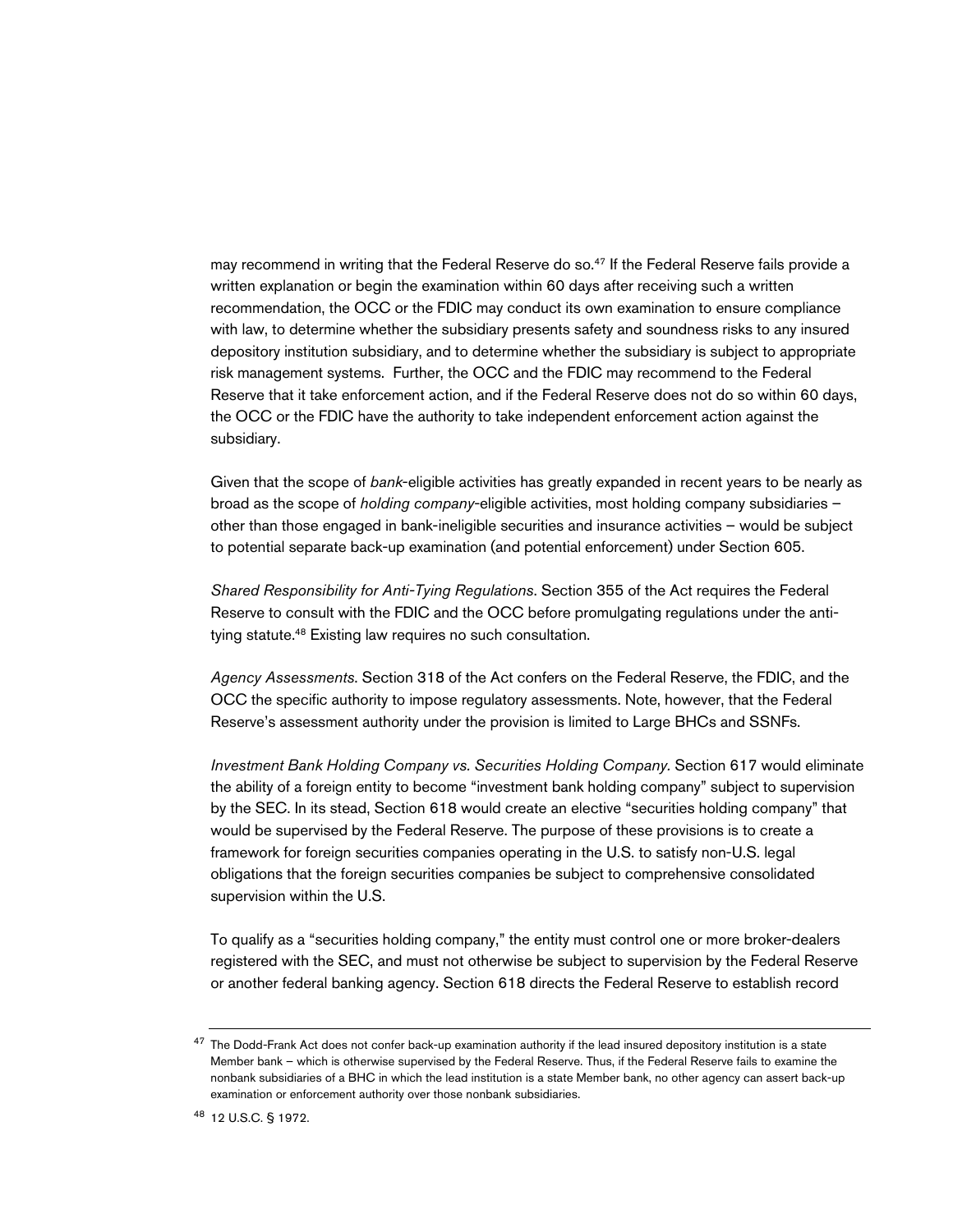may recommend in writing that the Federal Reserve do so.[47] If the Federal Reserve fails provide a written explanation or begin the examination within 60 days after receiving such a written recommendation, the OCC or the FDIC may conduct its own examination to ensure compliance with law, to determine whether the subsidiary presents safety and soundness risks to any insured depository institution subsidiary, and to determine whether the subsidiary is subject to appropriate risk management systems. Further, the OCC and the FDIC may recommend to the Federal Reserve that it take enforcement action, and if the Federal Reserve does not do so within 60 days, the OCC or the FDIC have the authority to take independent enforcement action against the subsidiary.

Given that the scope of *bank*-eligible activities has greatly expanded in recent years to be nearly as broad as the scope of *holding company*-eligible activities, most holding company subsidiaries – other than those engaged in bank-ineligible securities and insurance activities – would be subject to potential separate back-up examination (and potential enforcement) under Section 605.

*Shared Responsibility for Anti-Tying Regulations*. Section 355 of the Act requires the Federal Reserve to consult with the FDIC and the OCC before promulgating regulations under the anti-tying statute.[48] Existing law requires no such consultation.

*Agency Assessments*. Section 318 of the Act confers on the Federal Reserve, the FDIC, and the OCC the specific authority to impose regulatory assessments. Note, however, that the Federal Reserve's assessment authority under the provision is limited to Large BHCs and SSNFs.

*Investment Bank Holding Company vs. Securities Holding Company.* Section 617 would eliminate the ability of a foreign entity to become "investment bank holding company" subject to supervision by the SEC. In its stead, Section 618 would create an elective "securities holding company" that would be supervised by the Federal Reserve. The purpose of these provisions is to create a framework for foreign securities companies operating in the U.S. to satisfy non-U.S. legal obligations that the foreign securities companies be subject to comprehensive consolidated supervision within the U.S.

To qualify as a "securities holding company," the entity must control one or more broker-dealers registered with the SEC, and must not otherwise be subject to supervision by the Federal Reserve or another federal banking agency. Section 618 directs the Federal Reserve to establish record

---

[47] The Dodd-Frank Act does not confer back-up examination authority if the lead insured depository institution is a state Member bank – which is otherwise supervised by the Federal Reserve. Thus, if the Federal Reserve fails to examine the nonbank subsidiaries of a BHC in which the lead institution is a state Member bank, no other agency can assert back-up examination or enforcement authority over those nonbank subsidiaries.

[48] 12 U.S.C. § 1972.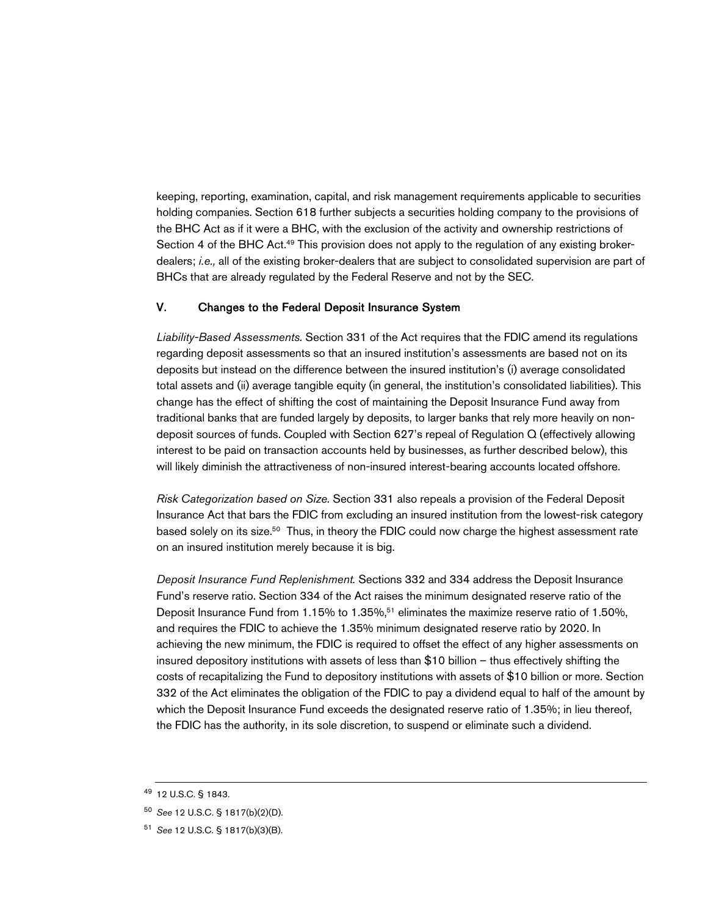keeping, reporting, examination, capital, and risk management requirements applicable to securities holding companies. Section 618 further subjects a securities holding company to the provisions of the BHC Act as if it were a BHC, with the exclusion of the activity and ownership restrictions of Section 4 of the BHC Act.[49] This provision does not apply to the regulation of any existing broker-dealers; *i.e.,* all of the existing broker-dealers that are subject to consolidated supervision are part of BHCs that are already regulated by the Federal Reserve and not by the SEC.

## V. Changes to the Federal Deposit Insurance System

*Liability-Based Assessments.* Section 331 of the Act requires that the FDIC amend its regulations regarding deposit assessments so that an insured institution's assessments are based not on its deposits but instead on the difference between the insured institution's (i) average consolidated total assets and (ii) average tangible equity (in general, the institution's consolidated liabilities). This change has the effect of shifting the cost of maintaining the Deposit Insurance Fund away from traditional banks that are funded largely by deposits, to larger banks that rely more heavily on non-deposit sources of funds. Coupled with Section 627's repeal of Regulation Q (effectively allowing interest to be paid on transaction accounts held by businesses, as further described below), this will likely diminish the attractiveness of non-insured interest-bearing accounts located offshore.

*Risk Categorization based on Size.* Section 331 also repeals a provision of the Federal Deposit Insurance Act that bars the FDIC from excluding an insured institution from the lowest-risk category based solely on its size.[50] Thus, in theory the FDIC could now charge the highest assessment rate on an insured institution merely because it is big.

*Deposit Insurance Fund Replenishment*. Sections 332 and 334 address the Deposit Insurance Fund's reserve ratio. Section 334 of the Act raises the minimum designated reserve ratio of the Deposit Insurance Fund from 1.15% to 1.35%,[51] eliminates the maximize reserve ratio of 1.50%, and requires the FDIC to achieve the 1.35% minimum designated reserve ratio by 2020. In achieving the new minimum, the FDIC is required to offset the effect of any higher assessments on insured depository institutions with assets of less than $10 billion – thus effectively shifting the costs of recapitalizing the Fund to depository institutions with assets of $10 billion or more. Section 332 of the Act eliminates the obligation of the FDIC to pay a dividend equal to half of the amount by which the Deposit Insurance Fund exceeds the designated reserve ratio of 1.35%; in lieu thereof, the FDIC has the authority, in its sole discretion, to suspend or eliminate such a dividend.

---

[49] 12 U.S.C. § 1843.

[50] *See* 12 U.S.C. § 1817(b)(2)(D).

[51] *See* 12 U.S.C. § 1817(b)(3)(B).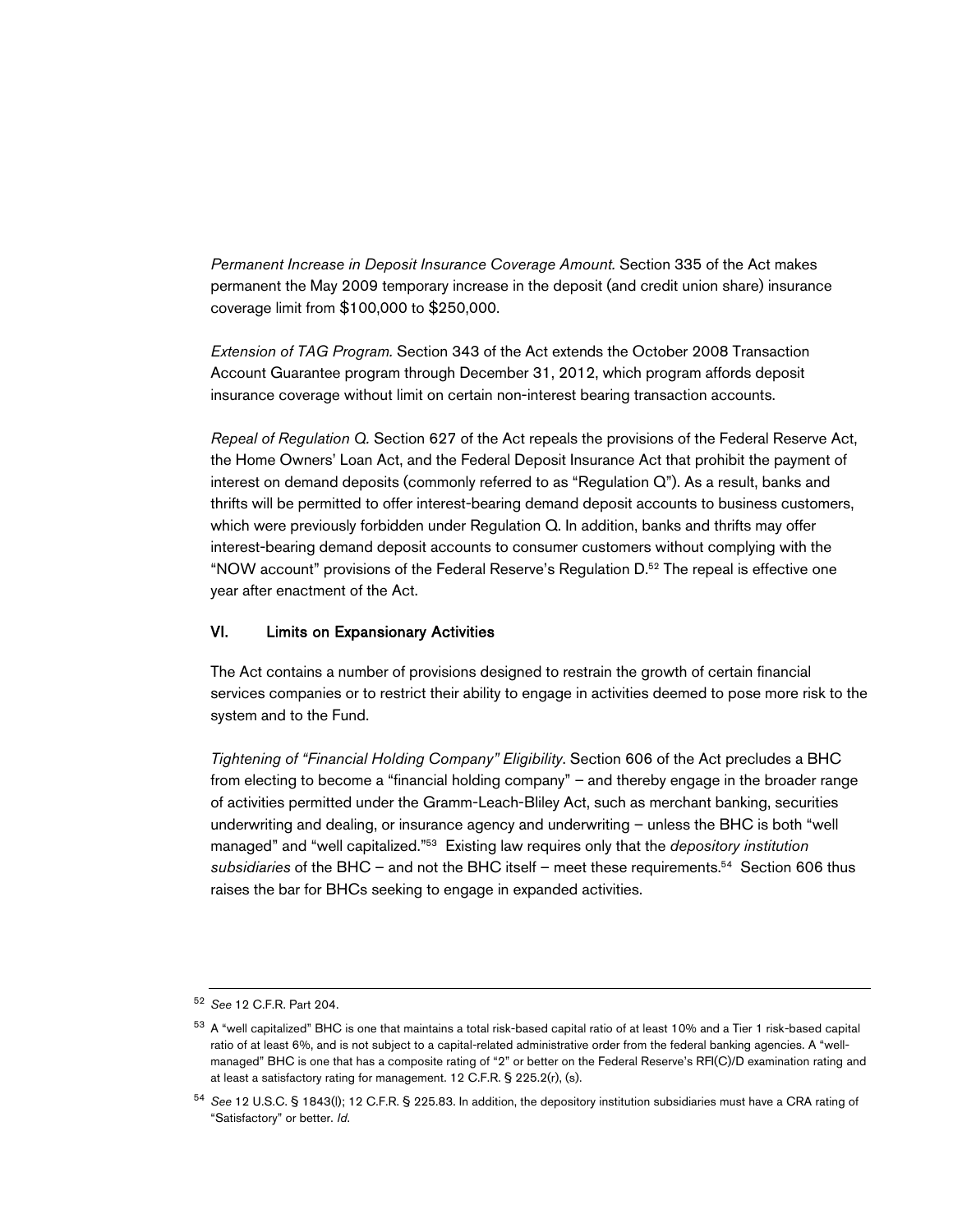*Permanent Increase in Deposit Insurance Coverage Amount*. Section 335 of the Act makes permanent the May 2009 temporary increase in the deposit (and credit union share) insurance coverage limit from $100,000 to $250,000.

*Extension of TAG Program*. Section 343 of the Act extends the October 2008 Transaction Account Guarantee program through December 31, 2012, which program affords deposit insurance coverage without limit on certain non-interest bearing transaction accounts.

*Repeal of Regulation Q*. Section 627 of the Act repeals the provisions of the Federal Reserve Act, the Home Owners' Loan Act, and the Federal Deposit Insurance Act that prohibit the payment of interest on demand deposits (commonly referred to as "Regulation Q"). As a result, banks and thrifts will be permitted to offer interest-bearing demand deposit accounts to business customers, which were previously forbidden under Regulation Q. In addition, banks and thrifts may offer interest-bearing demand deposit accounts to consumer customers without complying with the "NOW account" provisions of the Federal Reserve's Regulation D.[52] The repeal is effective one year after enactment of the Act.

## VI. Limits on Expansionary Activities

The Act contains a number of provisions designed to restrain the growth of certain financial services companies or to restrict their ability to engage in activities deemed to pose more risk to the system and to the Fund.

*Tightening of "Financial Holding Company" Eligibility*. Section 606 of the Act precludes a BHC from electing to become a "financial holding company" – and thereby engage in the broader range of activities permitted under the Gramm-Leach-Bliley Act, such as merchant banking, securities underwriting and dealing, or insurance agency and underwriting – unless the BHC is both "well managed" and "well capitalized."[53] Existing law requires only that the *depository institution subsidiaries* of the BHC – and not the BHC itself – meet these requirements.[54] Section 606 thus raises the bar for BHCs seeking to engage in expanded activities.

---

[52] *See* 12 C.F.R. Part 204.

[53] A "well capitalized" BHC is one that maintains a total risk-based capital ratio of at least 10% and a Tier 1 risk-based capital ratio of at least 6%, and is not subject to a capital-related administrative order from the federal banking agencies. A "well-managed" BHC is one that has a composite rating of "2" or better on the Federal Reserve's RFI(C)/D examination rating and at least a satisfactory rating for management. 12 C.F.R. § 225.2(r), (s).

[54] *See* 12 U.S.C. § 1843(l); 12 C.F.R. § 225.83. In addition, the depository institution subsidiaries must have a CRA rating of "Satisfactory" or better. *Id*.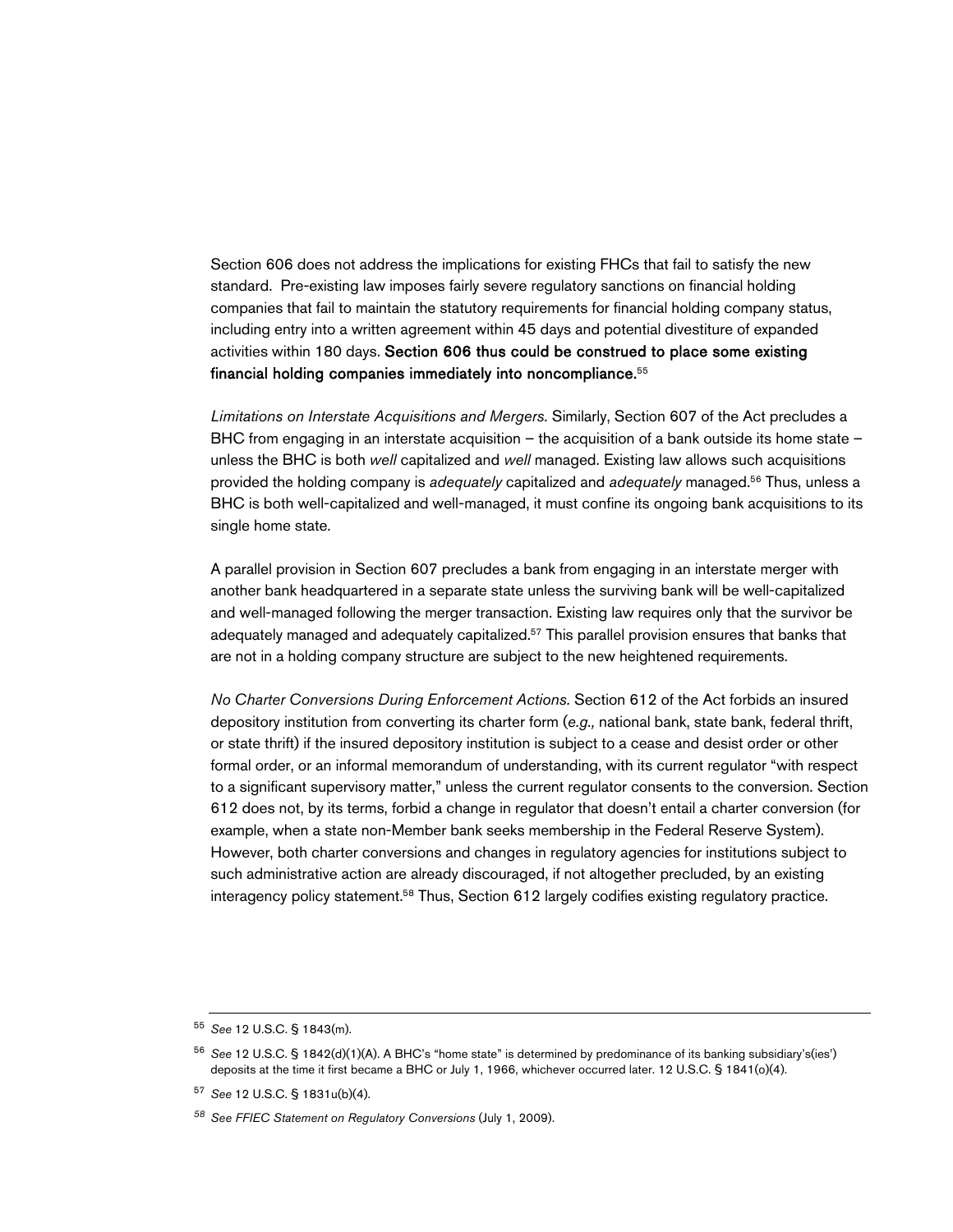Section 606 does not address the implications for existing FHCs that fail to satisfy the new standard. Pre-existing law imposes fairly severe regulatory sanctions on financial holding companies that fail to maintain the statutory requirements for financial holding company status, including entry into a written agreement within 45 days and potential divestiture of expanded activities within 180 days. **Section 606 thus could be construed to place some existing financial holding companies immediately into noncompliance.**[55]

*Limitations on Interstate Acquisitions and Mergers.* Similarly, Section 607 of the Act precludes a BHC from engaging in an interstate acquisition – the acquisition of a bank outside its home state – unless the BHC is both *well* capitalized and *well* managed. Existing law allows such acquisitions provided the holding company is *adequately* capitalized and *adequately* managed.[56] Thus, unless a BHC is both well-capitalized and well-managed, it must confine its ongoing bank acquisitions to its single home state.

A parallel provision in Section 607 precludes a bank from engaging in an interstate merger with another bank headquartered in a separate state unless the surviving bank will be well-capitalized and well-managed following the merger transaction. Existing law requires only that the survivor be adequately managed and adequately capitalized.[57] This parallel provision ensures that banks that are not in a holding company structure are subject to the new heightened requirements.

*No Charter Conversions During Enforcement Actions.* Section 612 of the Act forbids an insured depository institution from converting its charter form (*e.g.,* national bank, state bank, federal thrift, or state thrift) if the insured depository institution is subject to a cease and desist order or other formal order, or an informal memorandum of understanding, with its current regulator "with respect to a significant supervisory matter," unless the current regulator consents to the conversion. Section 612 does not, by its terms, forbid a change in regulator that doesn't entail a charter conversion (for example, when a state non-Member bank seeks membership in the Federal Reserve System). However, both charter conversions and changes in regulatory agencies for institutions subject to such administrative action are already discouraged, if not altogether precluded, by an existing interagency policy statement.[58] Thus, Section 612 largely codifies existing regulatory practice.

---

[55] *See* 12 U.S.C. § 1843(m).

[56] *See* 12 U.S.C. § 1842(d)(1)(A). A BHC's "home state" is determined by predominance of its banking subsidiary's(ies') deposits at the time it first became a BHC or July 1, 1966, whichever occurred later. 12 U.S.C. § 1841(o)(4).

[57] *See* 12 U.S.C. § 1831u(b)(4).

[58] *See FFIEC Statement on Regulatory Conversions* (July 1, 2009).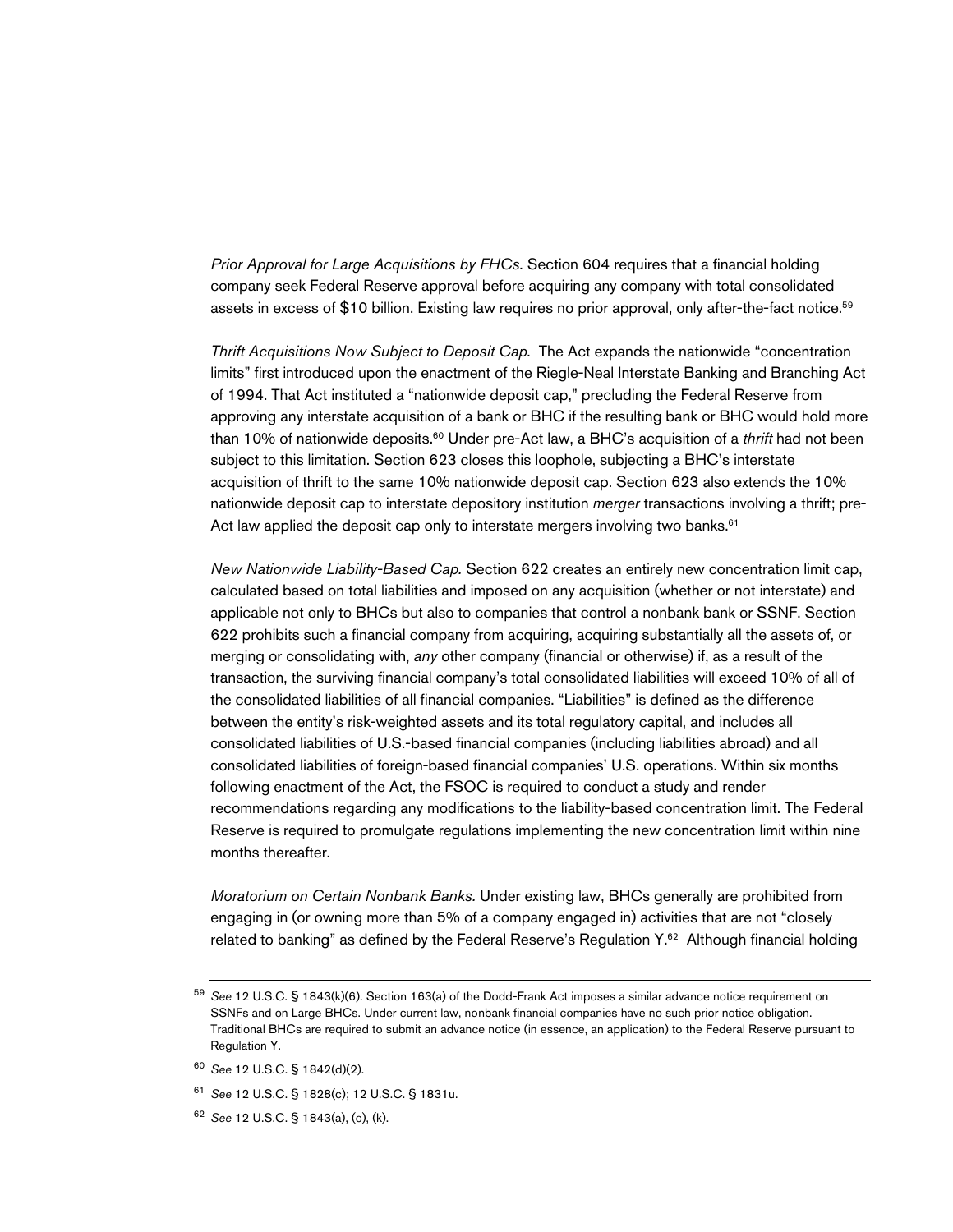*Prior Approval for Large Acquisitions by FHCs.* Section 604 requires that a financial holding company seek Federal Reserve approval before acquiring any company with total consolidated assets in excess of $10 billion. Existing law requires no prior approval, only after-the-fact notice.[59]

*Thrift Acquisitions Now Subject to Deposit Cap.* The Act expands the nationwide "concentration limits" first introduced upon the enactment of the Riegle-Neal Interstate Banking and Branching Act of 1994. That Act instituted a "nationwide deposit cap," precluding the Federal Reserve from approving any interstate acquisition of a bank or BHC if the resulting bank or BHC would hold more than 10% of nationwide deposits.[60] Under pre-Act law, a BHC's acquisition of a *thrift* had not been subject to this limitation. Section 623 closes this loophole, subjecting a BHC's interstate acquisition of thrift to the same 10% nationwide deposit cap. Section 623 also extends the 10% nationwide deposit cap to interstate depository institution *merger* transactions involving a thrift; pre-Act law applied the deposit cap only to interstate mergers involving two banks.[61]

*New Nationwide Liability-Based Cap.* Section 622 creates an entirely new concentration limit cap, calculated based on total liabilities and imposed on any acquisition (whether or not interstate) and applicable not only to BHCs but also to companies that control a nonbank bank or SSNF. Section 622 prohibits such a financial company from acquiring, acquiring substantially all the assets of, or merging or consolidating with, *any* other company (financial or otherwise) if, as a result of the transaction, the surviving financial company's total consolidated liabilities will exceed 10% of all of the consolidated liabilities of all financial companies. "Liabilities" is defined as the difference between the entity's risk-weighted assets and its total regulatory capital, and includes all consolidated liabilities of U.S.-based financial companies (including liabilities abroad) and all consolidated liabilities of foreign-based financial companies' U.S. operations. Within six months following enactment of the Act, the FSOC is required to conduct a study and render recommendations regarding any modifications to the liability-based concentration limit. The Federal Reserve is required to promulgate regulations implementing the new concentration limit within nine months thereafter.

*Moratorium on Certain Nonbank Banks.* Under existing law, BHCs generally are prohibited from engaging in (or owning more than 5% of a company engaged in) activities that are not "closely related to banking" as defined by the Federal Reserve's Regulation Y.[62] Although financial holding

---

[59] *See* 12 U.S.C. § 1843(k)(6). Section 163(a) of the Dodd-Frank Act imposes a similar advance notice requirement on SSNFs and on Large BHCs. Under current law, nonbank financial companies have no such prior notice obligation. Traditional BHCs are required to submit an advance notice (in essence, an application) to the Federal Reserve pursuant to Regulation Y.

[60] *See* 12 U.S.C. § 1842(d)(2).

[61] *See* 12 U.S.C. § 1828(c); 12 U.S.C. § 1831u.

[62] *See* 12 U.S.C. § 1843(a), (c), (k).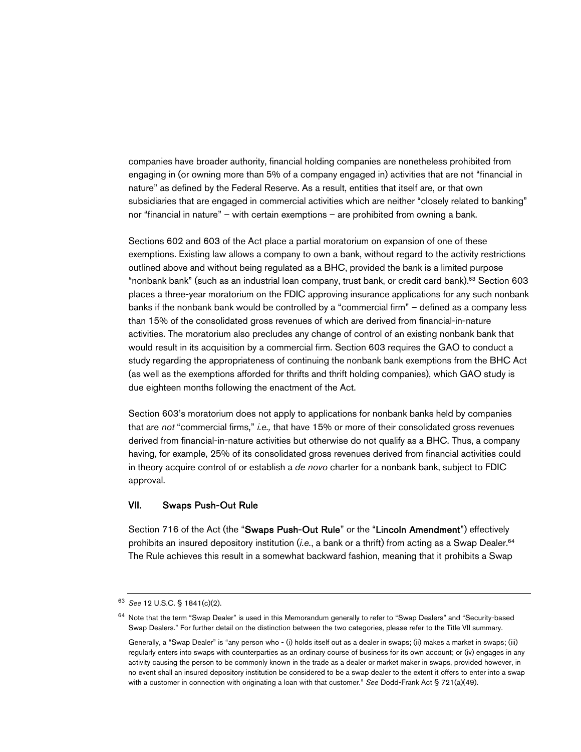companies have broader authority, financial holding companies are nonetheless prohibited from engaging in (or owning more than 5% of a company engaged in) activities that are not "financial in nature" as defined by the Federal Reserve. As a result, entities that itself are, or that own subsidiaries that are engaged in commercial activities which are neither "closely related to banking" nor "financial in nature" – with certain exemptions – are prohibited from owning a bank.

Sections 602 and 603 of the Act place a partial moratorium on expansion of one of these exemptions. Existing law allows a company to own a bank, without regard to the activity restrictions outlined above and without being regulated as a BHC, provided the bank is a limited purpose "nonbank bank" (such as an industrial loan company, trust bank, or credit card bank).[63] Section 603 places a three-year moratorium on the FDIC approving insurance applications for any such nonbank banks if the nonbank bank would be controlled by a "commercial firm" – defined as a company less than 15% of the consolidated gross revenues of which are derived from financial-in-nature activities. The moratorium also precludes any change of control of an existing nonbank bank that would result in its acquisition by a commercial firm. Section 603 requires the GAO to conduct a study regarding the appropriateness of continuing the nonbank bank exemptions from the BHC Act (as well as the exemptions afforded for thrifts and thrift holding companies), which GAO study is due eighteen months following the enactment of the Act.

Section 603's moratorium does not apply to applications for nonbank banks held by companies that are *not* "commercial firms," *i.e.,* that have 15% or more of their consolidated gross revenues derived from financial-in-nature activities but otherwise do not qualify as a BHC. Thus, a company having, for example, 25% of its consolidated gross revenues derived from financial activities could in theory acquire control of or establish a *de novo* charter for a nonbank bank, subject to FDIC approval.

## VII. Swaps Push-Out Rule

Section 716 of the Act (the "**Swaps Push-Out Rule**" or the "**Lincoln Amendment**") effectively prohibits an insured depository institution (*i.e.*, a bank or a thrift) from acting as a Swap Dealer.[64] The Rule achieves this result in a somewhat backward fashion, meaning that it prohibits a Swap

---

[63] *See* 12 U.S.C. § 1841(c)(2).

[64] Note that the term "Swap Dealer" is used in this Memorandum generally to refer to "Swap Dealers" and "Security-based Swap Dealers." For further detail on the distinction between the two categories, please refer to the Title VII summary.

Generally, a "Swap Dealer" is "any person who - (i) holds itself out as a dealer in swaps; (ii) makes a market in swaps; (iii) regularly enters into swaps with counterparties as an ordinary course of business for its own account; or (iv) engages in any activity causing the person to be commonly known in the trade as a dealer or market maker in swaps, provided however, in no event shall an insured depository institution be considered to be a swap dealer to the extent it offers to enter into a swap with a customer in connection with originating a loan with that customer." *See* Dodd-Frank Act § 721(a)(49).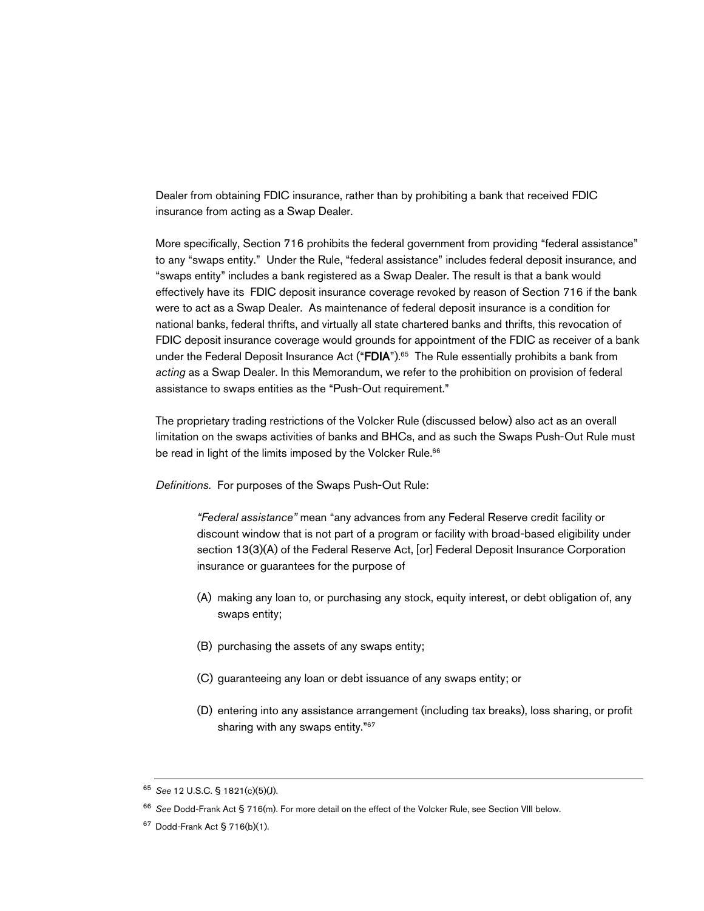Dealer from obtaining FDIC insurance, rather than by prohibiting a bank that received FDIC insurance from acting as a Swap Dealer.

More specifically, Section 716 prohibits the federal government from providing "federal assistance" to any "swaps entity." Under the Rule, "federal assistance" includes federal deposit insurance, and "swaps entity" includes a bank registered as a Swap Dealer. The result is that a bank would effectively have its FDIC deposit insurance coverage revoked by reason of Section 716 if the bank were to act as a Swap Dealer. As maintenance of federal deposit insurance is a condition for national banks, federal thrifts, and virtually all state chartered banks and thrifts, this revocation of FDIC deposit insurance coverage would grounds for appointment of the FDIC as receiver of a bank under the Federal Deposit Insurance Act ("**FDIA**").[65] The Rule essentially prohibits a bank from *acting* as a Swap Dealer. In this Memorandum, we refer to the prohibition on provision of federal assistance to swaps entities as the "Push-Out requirement."

The proprietary trading restrictions of the Volcker Rule (discussed below) also act as an overall limitation on the swaps activities of banks and BHCs, and as such the Swaps Push-Out Rule must be read in light of the limits imposed by the Volcker Rule.[66]

*Definitions.* For purposes of the Swaps Push-Out Rule:

> *"Federal assistance"* mean "any advances from any Federal Reserve credit facility or discount window that is not part of a program or facility with broad-based eligibility under section 13(3)(A) of the Federal Reserve Act, [or] Federal Deposit Insurance Corporation insurance or guarantees for the purpose of
>
> (A) making any loan to, or purchasing any stock, equity interest, or debt obligation of, any swaps entity;
>
> (B) purchasing the assets of any swaps entity;
>
> (C) guaranteeing any loan or debt issuance of any swaps entity; or
>
> (D) entering into any assistance arrangement (including tax breaks), loss sharing, or profit sharing with any swaps entity."[67]

---

[65] *See* 12 U.S.C. § 1821(c)(5)(J).

[66] *See* Dodd-Frank Act § 716(m). For more detail on the effect of the Volcker Rule, see Section VIII below.

[67] Dodd-Frank Act § 716(b)(1).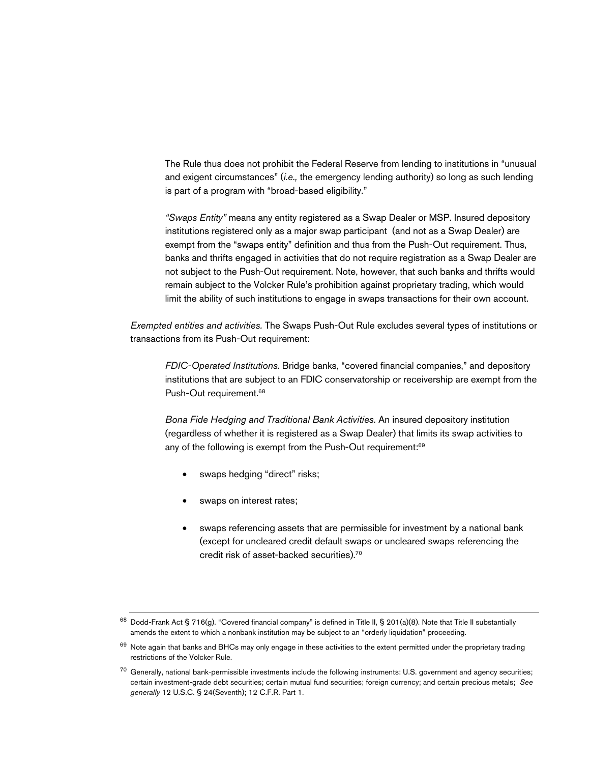The Rule thus does not prohibit the Federal Reserve from lending to institutions in "unusual and exigent circumstances" (*i.e.,* the emergency lending authority) so long as such lending is part of a program with "broad-based eligibility."

*"Swaps Entity"* means any entity registered as a Swap Dealer or MSP. Insured depository institutions registered only as a major swap participant (and not as a Swap Dealer) are exempt from the "swaps entity" definition and thus from the Push-Out requirement. Thus, banks and thrifts engaged in activities that do not require registration as a Swap Dealer are not subject to the Push-Out requirement. Note, however, that such banks and thrifts would remain subject to the Volcker Rule's prohibition against proprietary trading, which would limit the ability of such institutions to engage in swaps transactions for their own account.

*Exempted entities and activities.* The Swaps Push-Out Rule excludes several types of institutions or transactions from its Push-Out requirement:

*FDIC-Operated Institutions*. Bridge banks, "covered financial companies," and depository institutions that are subject to an FDIC conservatorship or receivership are exempt from the Push-Out requirement.[68]

*Bona Fide Hedging and Traditional Bank Activities.* An insured depository institution (regardless of whether it is registered as a Swap Dealer) that limits its swap activities to any of the following is exempt from the Push-Out requirement:[69]

- swaps hedging "direct" risks;
- swaps on interest rates;
- swaps referencing assets that are permissible for investment by a national bank (except for uncleared credit default swaps or uncleared swaps referencing the credit risk of asset-backed securities).[70]

---

[68] Dodd-Frank Act § 716(g). "Covered financial company" is defined in Title II, § 201(a)(8). Note that Title II substantially amends the extent to which a nonbank institution may be subject to an "orderly liquidation" proceeding.

[69] Note again that banks and BHCs may only engage in these activities to the extent permitted under the proprietary trading restrictions of the Volcker Rule.

[70] Generally, national bank-permissible investments include the following instruments: U.S. government and agency securities; certain investment-grade debt securities; certain mutual fund securities; foreign currency; and certain precious metals; *See generally* 12 U.S.C. § 24(Seventh); 12 C.F.R. Part 1.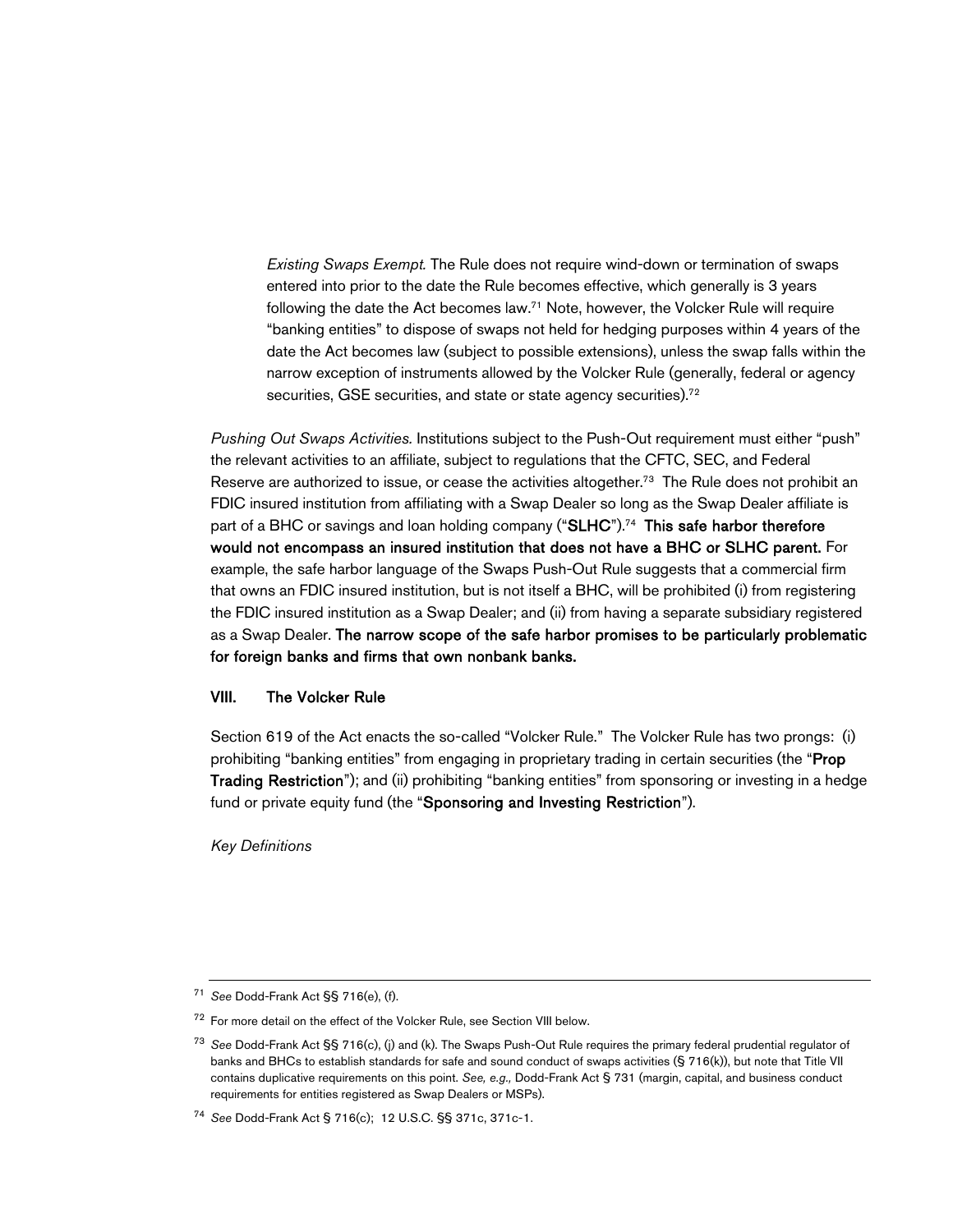*Existing Swaps Exempt.* The Rule does not require wind-down or termination of swaps entered into prior to the date the Rule becomes effective, which generally is 3 years following the date the Act becomes law.[71] Note, however, the Volcker Rule will require "banking entities" to dispose of swaps not held for hedging purposes within 4 years of the date the Act becomes law (subject to possible extensions), unless the swap falls within the narrow exception of instruments allowed by the Volcker Rule (generally, federal or agency securities, GSE securities, and state or state agency securities).[72]

*Pushing Out Swaps Activities.* Institutions subject to the Push-Out requirement must either "push" the relevant activities to an affiliate, subject to regulations that the CFTC, SEC, and Federal Reserve are authorized to issue, or cease the activities altogether.[73] The Rule does not prohibit an FDIC insured institution from affiliating with a Swap Dealer so long as the Swap Dealer affiliate is part of a BHC or savings and loan holding company ("**SLHC**").[74] **This safe harbor therefore would not encompass an insured institution that does not have a BHC or SLHC parent.** For example, the safe harbor language of the Swaps Push-Out Rule suggests that a commercial firm that owns an FDIC insured institution, but is not itself a BHC, will be prohibited (i) from registering the FDIC insured institution as a Swap Dealer; and (ii) from having a separate subsidiary registered as a Swap Dealer. **The narrow scope of the safe harbor promises to be particularly problematic for foreign banks and firms that own nonbank banks.**

## VIII. The Volcker Rule

Section 619 of the Act enacts the so-called "Volcker Rule." The Volcker Rule has two prongs: (i) prohibiting "banking entities" from engaging in proprietary trading in certain securities (the "**Prop Trading Restriction**"); and (ii) prohibiting "banking entities" from sponsoring or investing in a hedge fund or private equity fund (the "**Sponsoring and Investing Restriction**").

*Key Definitions*

---

[71] *See* Dodd-Frank Act §§ 716(e), (f).

[72] For more detail on the effect of the Volcker Rule, see Section VIII below.

[73] *See* Dodd-Frank Act §§ 716(c), (j) and (k). The Swaps Push-Out Rule requires the primary federal prudential regulator of banks and BHCs to establish standards for safe and sound conduct of swaps activities (§ 716(k)), but note that Title VII contains duplicative requirements on this point. *See, e.g.,* Dodd-Frank Act § 731 (margin, capital, and business conduct requirements for entities registered as Swap Dealers or MSPs).

[74] *See* Dodd-Frank Act § 716(c); 12 U.S.C. §§ 371c, 371c-1.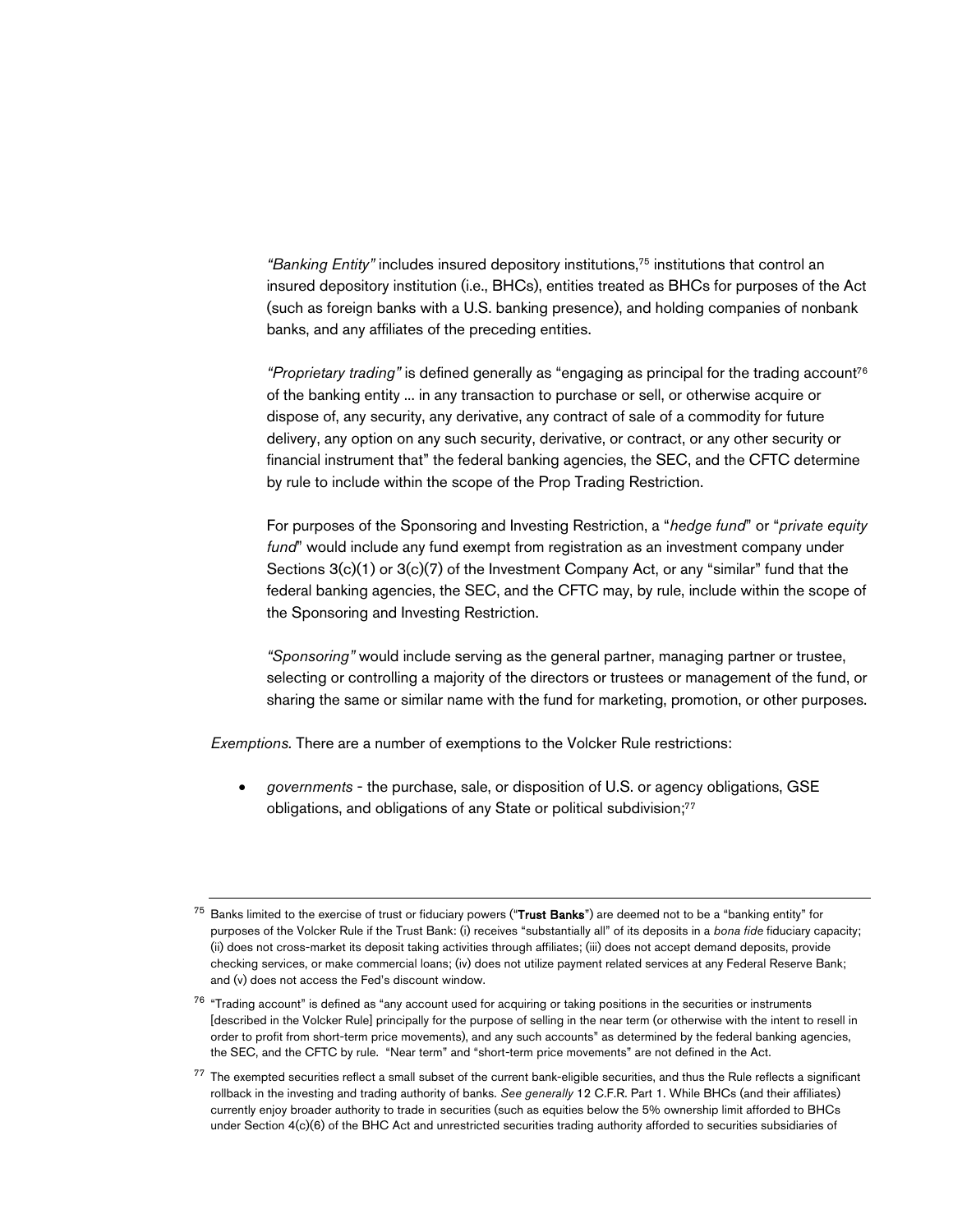*"Banking Entity"* includes insured depository institutions,[75] institutions that control an insured depository institution (i.e., BHCs), entities treated as BHCs for purposes of the Act (such as foreign banks with a U.S. banking presence), and holding companies of nonbank banks, and any affiliates of the preceding entities.

*"Proprietary trading"* is defined generally as "engaging as principal for the trading account[76] of the banking entity ... in any transaction to purchase or sell, or otherwise acquire or dispose of, any security, any derivative, any contract of sale of a commodity for future delivery, any option on any such security, derivative, or contract, or any other security or financial instrument that" the federal banking agencies, the SEC, and the CFTC determine by rule to include within the scope of the Prop Trading Restriction.

For purposes of the Sponsoring and Investing Restriction, a "*hedge fund*" or "*private equity fund*" would include any fund exempt from registration as an investment company under Sections 3(c)(1) or 3(c)(7) of the Investment Company Act, or any "similar" fund that the federal banking agencies, the SEC, and the CFTC may, by rule, include within the scope of the Sponsoring and Investing Restriction.

*"Sponsoring"* would include serving as the general partner, managing partner or trustee, selecting or controlling a majority of the directors or trustees or management of the fund, or sharing the same or similar name with the fund for marketing, promotion, or other purposes.

*Exemptions.* There are a number of exemptions to the Volcker Rule restrictions:

- *governments* - the purchase, sale, or disposition of U.S. or agency obligations, GSE obligations, and obligations of any State or political subdivision;[77]

---

[75] Banks limited to the exercise of trust or fiduciary powers ("**Trust Banks**") are deemed not to be a "banking entity" for purposes of the Volcker Rule if the Trust Bank: (i) receives "substantially all" of its deposits in a *bona fide* fiduciary capacity; (ii) does not cross-market its deposit taking activities through affiliates; (iii) does not accept demand deposits, provide checking services, or make commercial loans; (iv) does not utilize payment related services at any Federal Reserve Bank; and (v) does not access the Fed's discount window.

[76] "Trading account" is defined as "any account used for acquiring or taking positions in the securities or instruments [described in the Volcker Rule] principally for the purpose of selling in the near term (or otherwise with the intent to resell in order to profit from short-term price movements), and any such accounts" as determined by the federal banking agencies, the SEC, and the CFTC by rule. "Near term" and "short-term price movements" are not defined in the Act.

[77] The exempted securities reflect a small subset of the current bank-eligible securities, and thus the Rule reflects a significant rollback in the investing and trading authority of banks. *See generally* 12 C.F.R. Part 1. While BHCs (and their affiliates) currently enjoy broader authority to trade in securities (such as equities below the 5% ownership limit afforded to BHCs under Section 4(c)(6) of the BHC Act and unrestricted securities trading authority afforded to securities subsidiaries of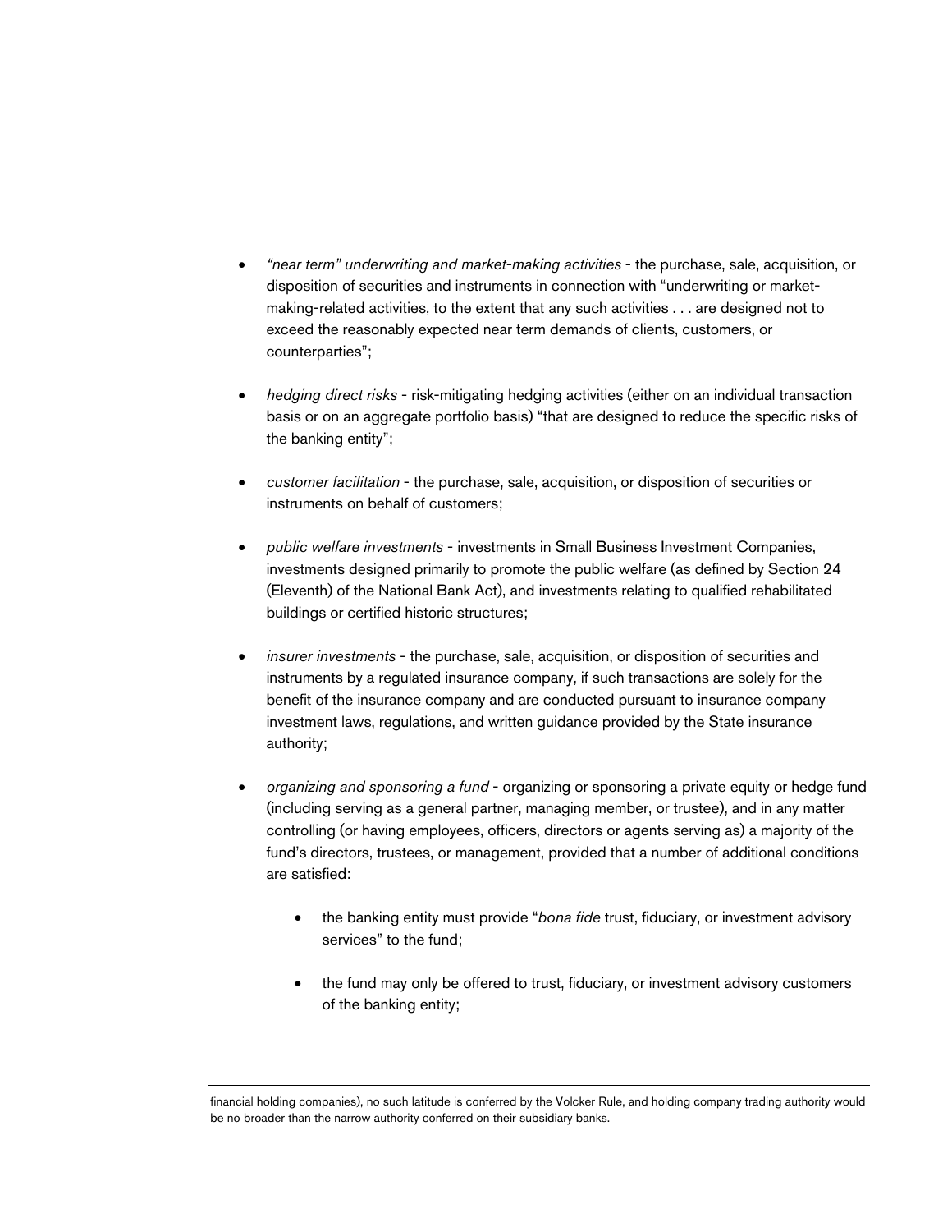- *"near term" underwriting and market-making activities* - the purchase, sale, acquisition, or disposition of securities and instruments in connection with "underwriting or market-making-related activities, to the extent that any such activities . . . are designed not to exceed the reasonably expected near term demands of clients, customers, or counterparties";

- *hedging direct risks* - risk-mitigating hedging activities (either on an individual transaction basis or on an aggregate portfolio basis) "that are designed to reduce the specific risks of the banking entity";

- *customer facilitation* - the purchase, sale, acquisition, or disposition of securities or instruments on behalf of customers;

- *public welfare investments* - investments in Small Business Investment Companies, investments designed primarily to promote the public welfare (as defined by Section 24 (Eleventh) of the National Bank Act), and investments relating to qualified rehabilitated buildings or certified historic structures;

- *insurer investments* - the purchase, sale, acquisition, or disposition of securities and instruments by a regulated insurance company, if such transactions are solely for the benefit of the insurance company and are conducted pursuant to insurance company investment laws, regulations, and written guidance provided by the State insurance authority;

- *organizing and sponsoring a fund* - organizing or sponsoring a private equity or hedge fund (including serving as a general partner, managing member, or trustee), and in any matter controlling (or having employees, officers, directors or agents serving as) a majority of the fund's directors, trustees, or management, provided that a number of additional conditions are satisfied:

    - the banking entity must provide "*bona fide* trust, fiduciary, or investment advisory services" to the fund;

    - the fund may only be offered to trust, fiduciary, or investment advisory customers of the banking entity;

---

financial holding companies), no such latitude is conferred by the Volcker Rule, and holding company trading authority would be no broader than the narrow authority conferred on their subsidiary banks.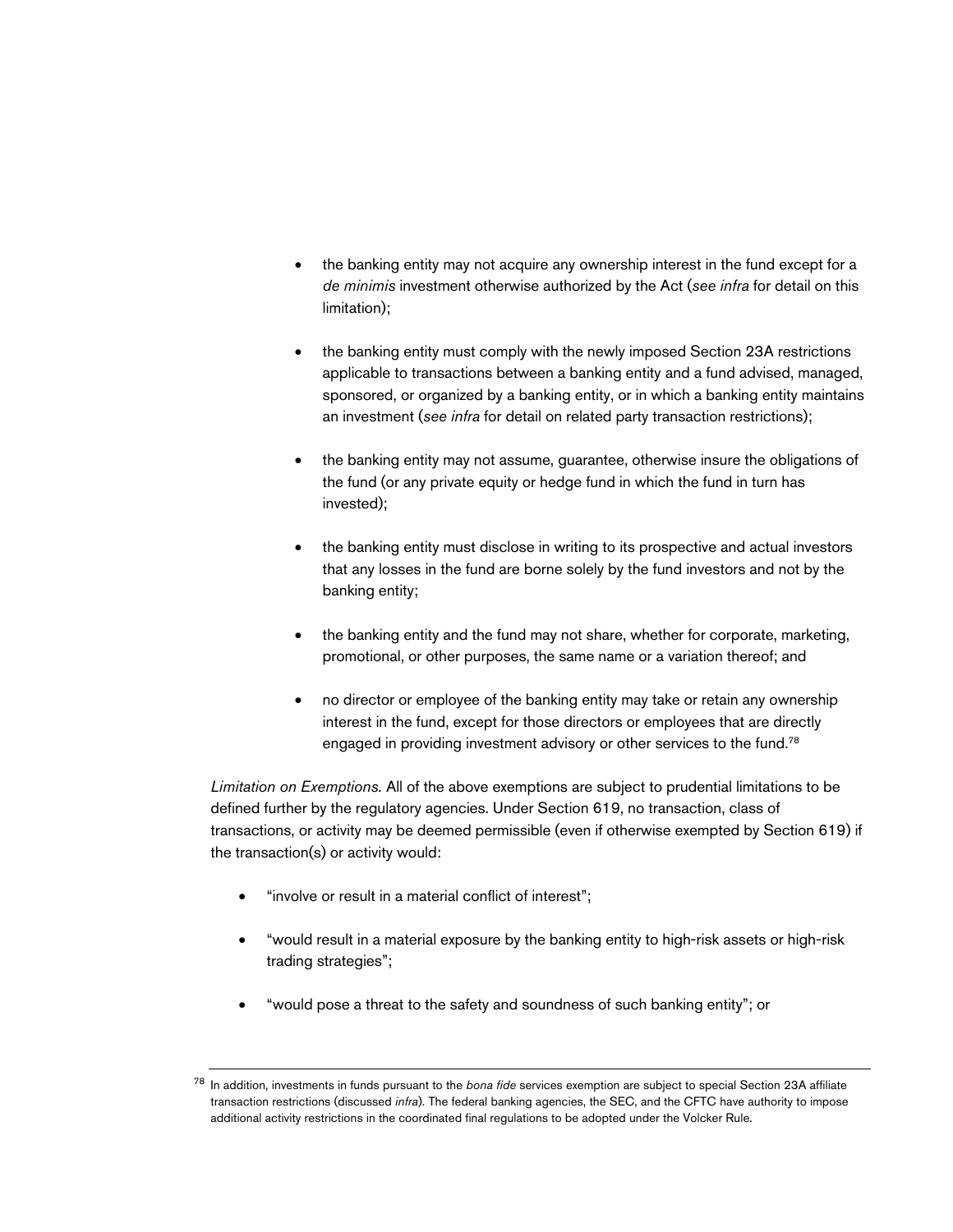- the banking entity may not acquire any ownership interest in the fund except for a *de minimis* investment otherwise authorized by the Act (*see infra* for detail on this limitation);

- the banking entity must comply with the newly imposed Section 23A restrictions applicable to transactions between a banking entity and a fund advised, managed, sponsored, or organized by a banking entity, or in which a banking entity maintains an investment (*see infra* for detail on related party transaction restrictions);

- the banking entity may not assume, guarantee, otherwise insure the obligations of the fund (or any private equity or hedge fund in which the fund in turn has invested);

- the banking entity must disclose in writing to its prospective and actual investors that any losses in the fund are borne solely by the fund investors and not by the banking entity;

- the banking entity and the fund may not share, whether for corporate, marketing, promotional, or other purposes, the same name or a variation thereof; and

- no director or employee of the banking entity may take or retain any ownership interest in the fund, except for those directors or employees that are directly engaged in providing investment advisory or other services to the fund.[78]

*Limitation on Exemptions.* All of the above exemptions are subject to prudential limitations to be defined further by the regulatory agencies. Under Section 619, no transaction, class of transactions, or activity may be deemed permissible (even if otherwise exempted by Section 619) if the transaction(s) or activity would:

- "involve or result in a material conflict of interest";

- "would result in a material exposure by the banking entity to high-risk assets or high-risk trading strategies";

- "would pose a threat to the safety and soundness of such banking entity"; or

---

[78] In addition, investments in funds pursuant to the *bona fide* services exemption are subject to special Section 23A affiliate transaction restrictions (discussed *infra*). The federal banking agencies, the SEC, and the CFTC have authority to impose additional activity restrictions in the coordinated final regulations to be adopted under the Volcker Rule.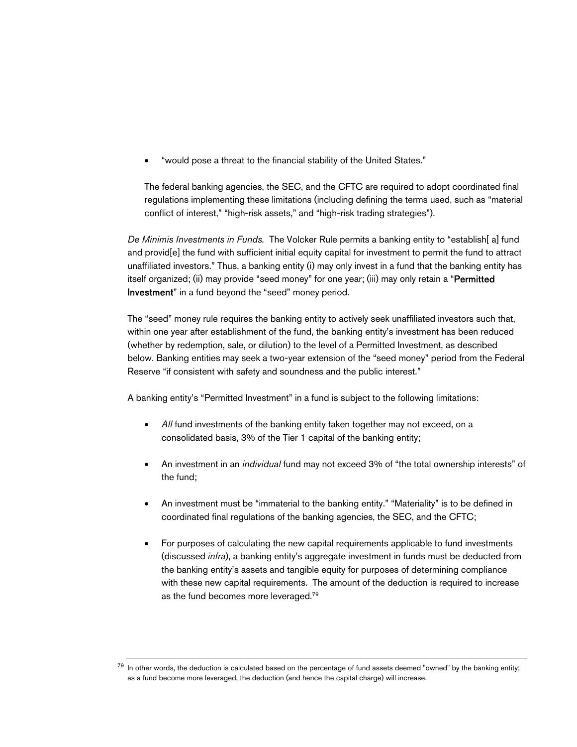- "would pose a threat to the financial stability of the United States."

The federal banking agencies, the SEC, and the CFTC are required to adopt coordinated final regulations implementing these limitations (including defining the terms used, such as "material conflict of interest," "high-risk assets," and "high-risk trading strategies").

*De Minimis Investments in Funds.* The Volcker Rule permits a banking entity to "establish[ a] fund and provid[e] the fund with sufficient initial equity capital for investment to permit the fund to attract unaffiliated investors." Thus, a banking entity (i) may only invest in a fund that the banking entity has itself organized; (ii) may provide "seed money" for one year; (iii) may only retain a "**Permitted Investment**" in a fund beyond the "seed" money period.

The "seed" money rule requires the banking entity to actively seek unaffiliated investors such that, within one year after establishment of the fund, the banking entity's investment has been reduced (whether by redemption, sale, or dilution) to the level of a Permitted Investment, as described below. Banking entities may seek a two-year extension of the "seed money" period from the Federal Reserve "if consistent with safety and soundness and the public interest."

A banking entity's "Permitted Investment" in a fund is subject to the following limitations:

- *All* fund investments of the banking entity taken together may not exceed, on a consolidated basis, 3% of the Tier 1 capital of the banking entity;
- An investment in an *individual* fund may not exceed 3% of "the total ownership interests" of the fund;
- An investment must be "immaterial to the banking entity." "Materiality" is to be defined in coordinated final regulations of the banking agencies, the SEC, and the CFTC;
- For purposes of calculating the new capital requirements applicable to fund investments (discussed *infra*), a banking entity's aggregate investment in funds must be deducted from the banking entity's assets and tangible equity for purposes of determining compliance with these new capital requirements. The amount of the deduction is required to increase as the fund becomes more leveraged.[79]

---

[79] In other words, the deduction is calculated based on the percentage of fund assets deemed "owned" by the banking entity; as a fund become more leveraged, the deduction (and hence the capital charge) will increase.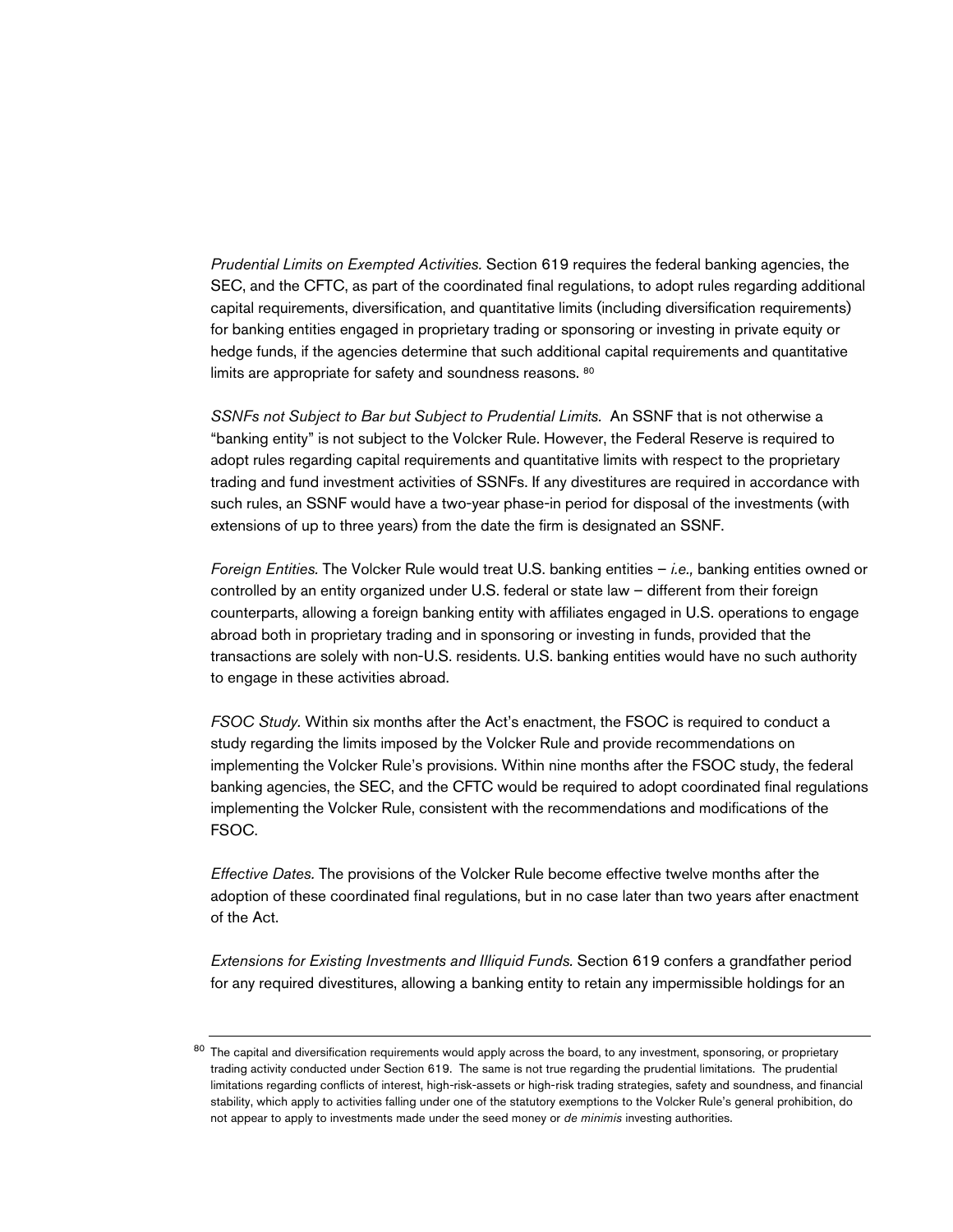*Prudential Limits on Exempted Activities.* Section 619 requires the federal banking agencies, the SEC, and the CFTC, as part of the coordinated final regulations, to adopt rules regarding additional capital requirements, diversification, and quantitative limits (including diversification requirements) for banking entities engaged in proprietary trading or sponsoring or investing in private equity or hedge funds, if the agencies determine that such additional capital requirements and quantitative limits are appropriate for safety and soundness reasons. [80]

*SSNFs not Subject to Bar but Subject to Prudential Limits.* An SSNF that is not otherwise a "banking entity" is not subject to the Volcker Rule. However, the Federal Reserve is required to adopt rules regarding capital requirements and quantitative limits with respect to the proprietary trading and fund investment activities of SSNFs. If any divestitures are required in accordance with such rules, an SSNF would have a two-year phase-in period for disposal of the investments (with extensions of up to three years) from the date the firm is designated an SSNF.

*Foreign Entities.* The Volcker Rule would treat U.S. banking entities – *i.e.,* banking entities owned or controlled by an entity organized under U.S. federal or state law – different from their foreign counterparts, allowing a foreign banking entity with affiliates engaged in U.S. operations to engage abroad both in proprietary trading and in sponsoring or investing in funds, provided that the transactions are solely with non-U.S. residents. U.S. banking entities would have no such authority to engage in these activities abroad.

*FSOC Study.* Within six months after the Act's enactment, the FSOC is required to conduct a study regarding the limits imposed by the Volcker Rule and provide recommendations on implementing the Volcker Rule's provisions. Within nine months after the FSOC study, the federal banking agencies, the SEC, and the CFTC would be required to adopt coordinated final regulations implementing the Volcker Rule, consistent with the recommendations and modifications of the FSOC.

*Effective Dates.* The provisions of the Volcker Rule become effective twelve months after the adoption of these coordinated final regulations, but in no case later than two years after enactment of the Act.

*Extensions for Existing Investments and Illiquid Funds.* Section 619 confers a grandfather period for any required divestitures, allowing a banking entity to retain any impermissible holdings for an

---

[80] The capital and diversification requirements would apply across the board, to any investment, sponsoring, or proprietary trading activity conducted under Section 619. The same is not true regarding the prudential limitations. The prudential limitations regarding conflicts of interest, high-risk-assets or high-risk trading strategies, safety and soundness, and financial stability, which apply to activities falling under one of the statutory exemptions to the Volcker Rule's general prohibition, do not appear to apply to investments made under the seed money or *de minimis* investing authorities.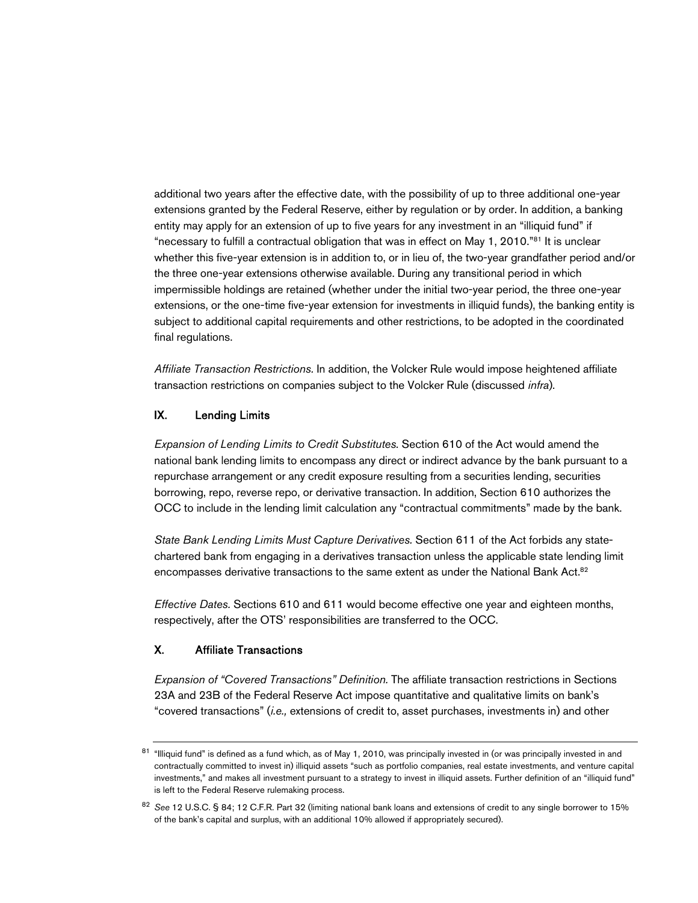additional two years after the effective date, with the possibility of up to three additional one-year extensions granted by the Federal Reserve, either by regulation or by order. In addition, a banking entity may apply for an extension of up to five years for any investment in an "illiquid fund" if "necessary to fulfill a contractual obligation that was in effect on May 1, 2010."[81] It is unclear whether this five-year extension is in addition to, or in lieu of, the two-year grandfather period and/or the three one-year extensions otherwise available. During any transitional period in which impermissible holdings are retained (whether under the initial two-year period, the three one-year extensions, or the one-time five-year extension for investments in illiquid funds), the banking entity is subject to additional capital requirements and other restrictions, to be adopted in the coordinated final regulations.

*Affiliate Transaction Restrictions.* In addition, the Volcker Rule would impose heightened affiliate transaction restrictions on companies subject to the Volcker Rule (discussed *infra*).

## IX. Lending Limits

*Expansion of Lending Limits to Credit Substitutes.* Section 610 of the Act would amend the national bank lending limits to encompass any direct or indirect advance by the bank pursuant to a repurchase arrangement or any credit exposure resulting from a securities lending, securities borrowing, repo, reverse repo, or derivative transaction. In addition, Section 610 authorizes the OCC to include in the lending limit calculation any "contractual commitments" made by the bank.

*State Bank Lending Limits Must Capture Derivatives.* Section 611 of the Act forbids any state-chartered bank from engaging in a derivatives transaction unless the applicable state lending limit encompasses derivative transactions to the same extent as under the National Bank Act.[82]

*Effective Dates.* Sections 610 and 611 would become effective one year and eighteen months, respectively, after the OTS' responsibilities are transferred to the OCC.

## X. Affiliate Transactions

*Expansion of "Covered Transactions" Definition.* The affiliate transaction restrictions in Sections 23A and 23B of the Federal Reserve Act impose quantitative and qualitative limits on bank's "covered transactions" (*i.e.,* extensions of credit to, asset purchases, investments in) and other

---

[81] "Illiquid fund" is defined as a fund which, as of May 1, 2010, was principally invested in (or was principally invested in and contractually committed to invest in) illiquid assets "such as portfolio companies, real estate investments, and venture capital investments," and makes all investment pursuant to a strategy to invest in illiquid assets. Further definition of an "illiquid fund" is left to the Federal Reserve rulemaking process.

[82] *See* 12 U.S.C. § 84; 12 C.F.R. Part 32 (limiting national bank loans and extensions of credit to any single borrower to 15% of the bank's capital and surplus, with an additional 10% allowed if appropriately secured).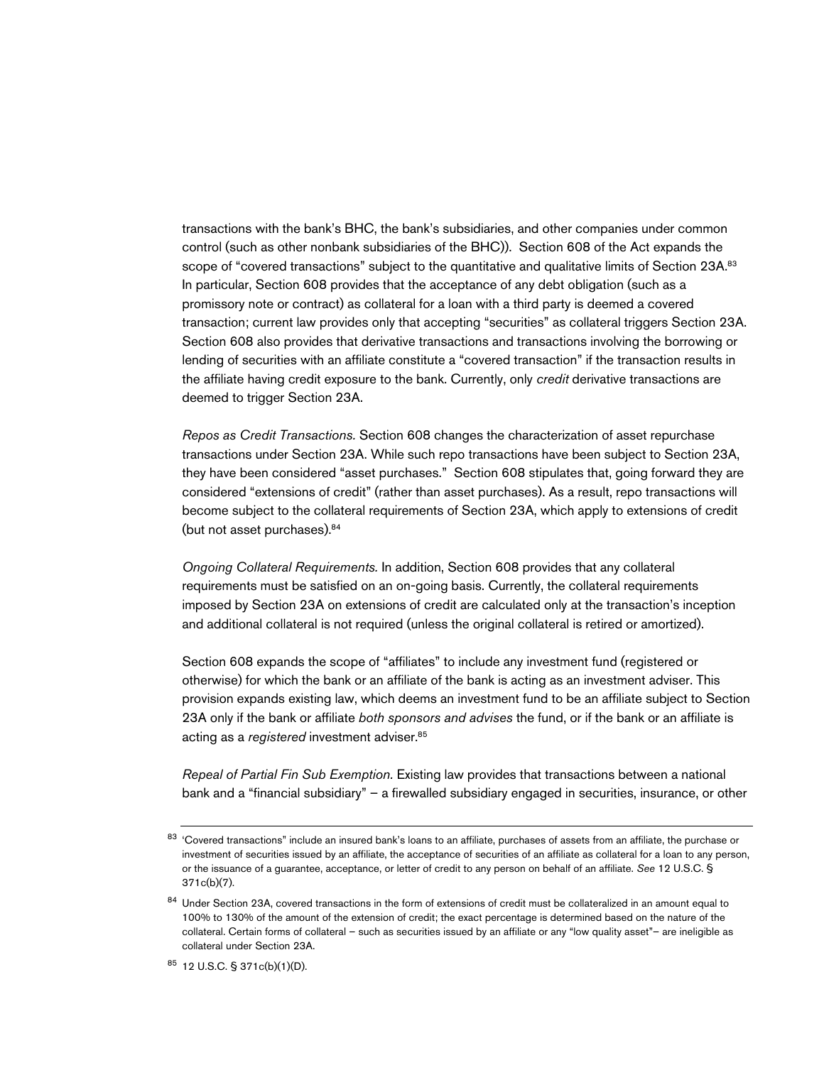transactions with the bank's BHC, the bank's subsidiaries, and other companies under common control (such as other nonbank subsidiaries of the BHC)). Section 608 of the Act expands the scope of "covered transactions" subject to the quantitative and qualitative limits of Section 23A.[83] In particular, Section 608 provides that the acceptance of any debt obligation (such as a promissory note or contract) as collateral for a loan with a third party is deemed a covered transaction; current law provides only that accepting "securities" as collateral triggers Section 23A. Section 608 also provides that derivative transactions and transactions involving the borrowing or lending of securities with an affiliate constitute a "covered transaction" if the transaction results in the affiliate having credit exposure to the bank. Currently, only *credit* derivative transactions are deemed to trigger Section 23A.

*Repos as Credit Transactions.* Section 608 changes the characterization of asset repurchase transactions under Section 23A. While such repo transactions have been subject to Section 23A, they have been considered "asset purchases." Section 608 stipulates that, going forward they are considered "extensions of credit" (rather than asset purchases). As a result, repo transactions will become subject to the collateral requirements of Section 23A, which apply to extensions of credit (but not asset purchases).[84]

*Ongoing Collateral Requirements.* In addition, Section 608 provides that any collateral requirements must be satisfied on an on-going basis. Currently, the collateral requirements imposed by Section 23A on extensions of credit are calculated only at the transaction's inception and additional collateral is not required (unless the original collateral is retired or amortized).

Section 608 expands the scope of "affiliates" to include any investment fund (registered or otherwise) for which the bank or an affiliate of the bank is acting as an investment adviser. This provision expands existing law, which deems an investment fund to be an affiliate subject to Section 23A only if the bank or affiliate *both sponsors and advises* the fund, or if the bank or an affiliate is acting as a *registered* investment adviser.[85]

*Repeal of Partial Fin Sub Exemption.* Existing law provides that transactions between a national bank and a "financial subsidiary" – a firewalled subsidiary engaged in securities, insurance, or other

---

[83] 'Covered transactions" include an insured bank's loans to an affiliate, purchases of assets from an affiliate, the purchase or investment of securities issued by an affiliate, the acceptance of securities of an affiliate as collateral for a loan to any person, or the issuance of a guarantee, acceptance, or letter of credit to any person on behalf of an affiliate. *See* 12 U.S.C. § 371c(b)(7).

[84] Under Section 23A, covered transactions in the form of extensions of credit must be collateralized in an amount equal to 100% to 130% of the amount of the extension of credit; the exact percentage is determined based on the nature of the collateral. Certain forms of collateral – such as securities issued by an affiliate or any "low quality asset"– are ineligible as collateral under Section 23A.

[85] 12 U.S.C. § 371c(b)(1)(D).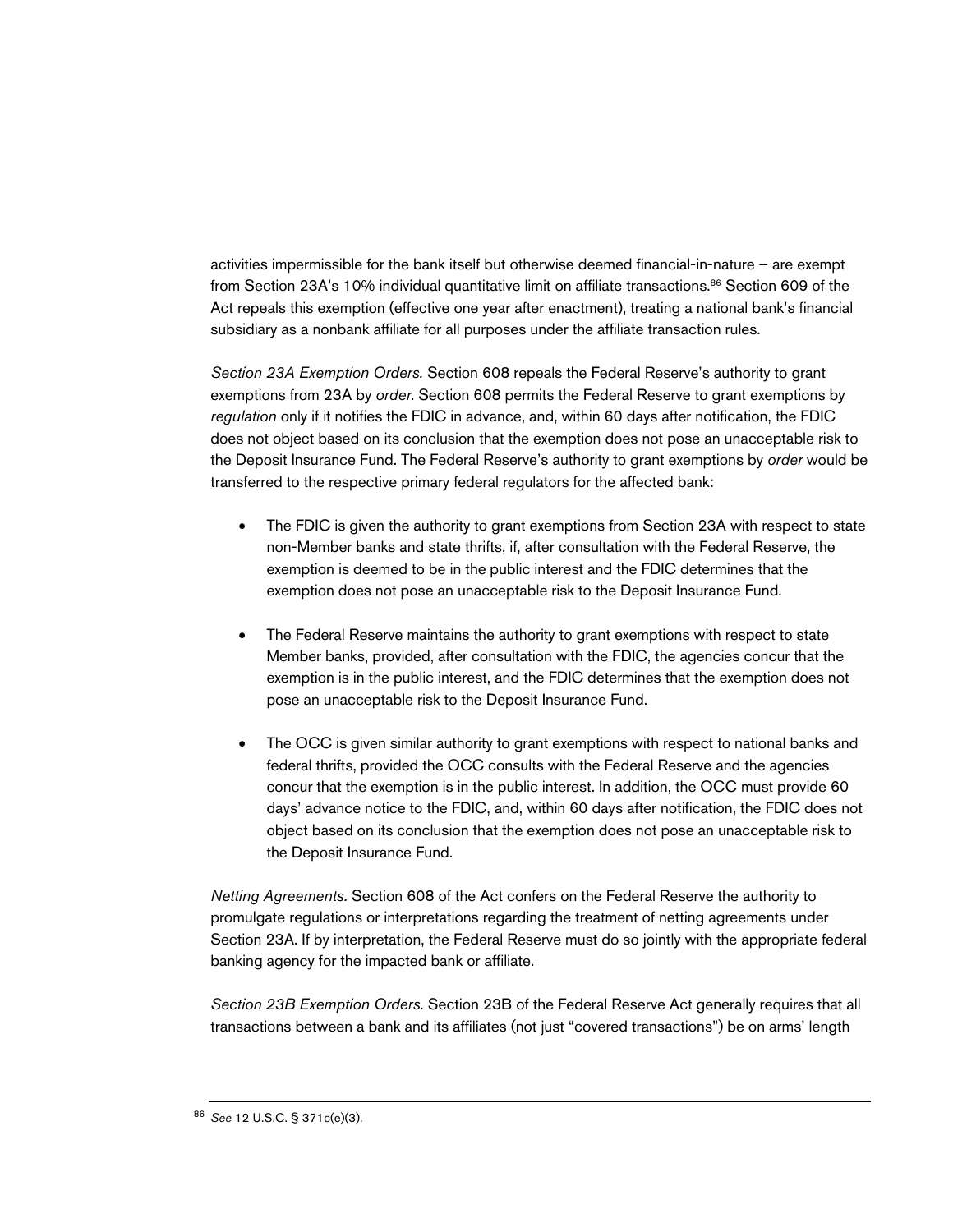activities impermissible for the bank itself but otherwise deemed financial-in-nature – are exempt from Section 23A's 10% individual quantitative limit on affiliate transactions.[86] Section 609 of the Act repeals this exemption (effective one year after enactment), treating a national bank's financial subsidiary as a nonbank affiliate for all purposes under the affiliate transaction rules.

*Section 23A Exemption Orders.* Section 608 repeals the Federal Reserve's authority to grant exemptions from 23A by *order*. Section 608 permits the Federal Reserve to grant exemptions by *regulation* only if it notifies the FDIC in advance, and, within 60 days after notification, the FDIC does not object based on its conclusion that the exemption does not pose an unacceptable risk to the Deposit Insurance Fund. The Federal Reserve's authority to grant exemptions by *order* would be transferred to the respective primary federal regulators for the affected bank:

- The FDIC is given the authority to grant exemptions from Section 23A with respect to state non-Member banks and state thrifts, if, after consultation with the Federal Reserve, the exemption is deemed to be in the public interest and the FDIC determines that the exemption does not pose an unacceptable risk to the Deposit Insurance Fund.

- The Federal Reserve maintains the authority to grant exemptions with respect to state Member banks, provided, after consultation with the FDIC, the agencies concur that the exemption is in the public interest, and the FDIC determines that the exemption does not pose an unacceptable risk to the Deposit Insurance Fund.

- The OCC is given similar authority to grant exemptions with respect to national banks and federal thrifts, provided the OCC consults with the Federal Reserve and the agencies concur that the exemption is in the public interest. In addition, the OCC must provide 60 days' advance notice to the FDIC, and, within 60 days after notification, the FDIC does not object based on its conclusion that the exemption does not pose an unacceptable risk to the Deposit Insurance Fund.

*Netting Agreements.* Section 608 of the Act confers on the Federal Reserve the authority to promulgate regulations or interpretations regarding the treatment of netting agreements under Section 23A. If by interpretation, the Federal Reserve must do so jointly with the appropriate federal banking agency for the impacted bank or affiliate.

*Section 23B Exemption Orders.* Section 23B of the Federal Reserve Act generally requires that all transactions between a bank and its affiliates (not just "covered transactions") be on arms' length

---

[86] *See* 12 U.S.C. § 371c(e)(3).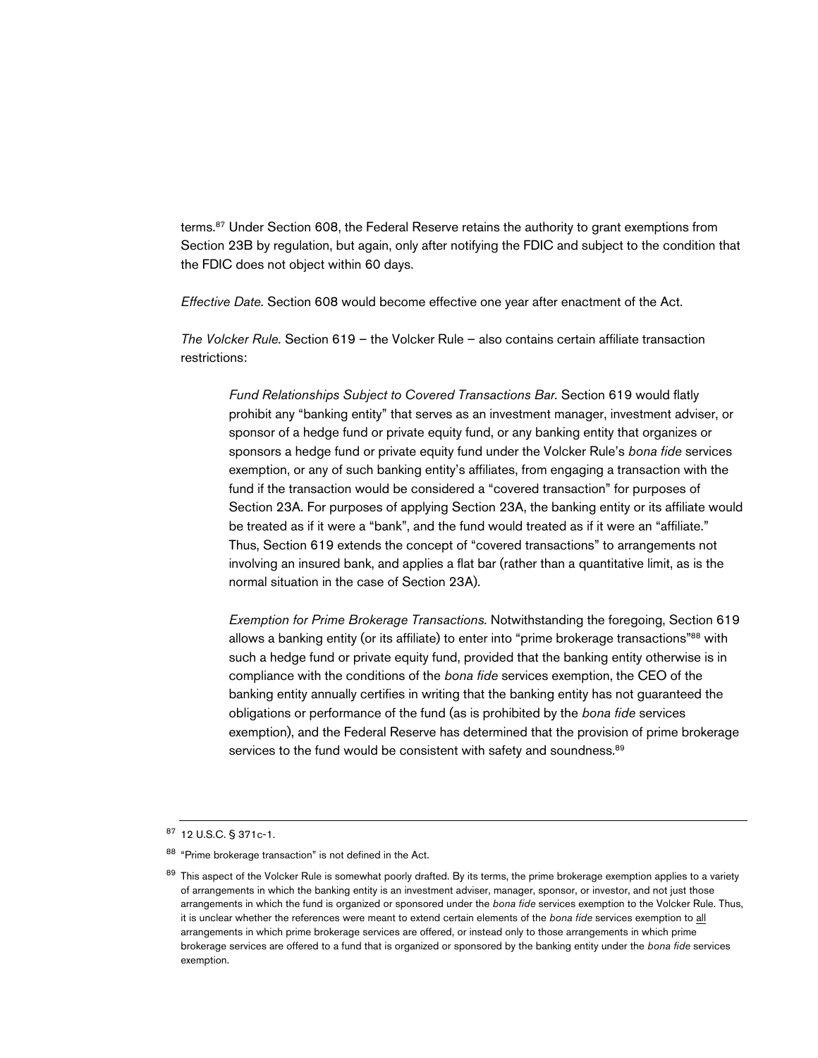terms.[87] Under Section 608, the Federal Reserve retains the authority to grant exemptions from Section 23B by regulation, but again, only after notifying the FDIC and subject to the condition that the FDIC does not object within 60 days.

*Effective Date.* Section 608 would become effective one year after enactment of the Act.

*The Volcker Rule.* Section 619 – the Volcker Rule – also contains certain affiliate transaction restrictions:

> *Fund Relationships Subject to Covered Transactions Bar.* Section 619 would flatly prohibit any "banking entity" that serves as an investment manager, investment adviser, or sponsor of a hedge fund or private equity fund, or any banking entity that organizes or sponsors a hedge fund or private equity fund under the Volcker Rule's *bona fide* services exemption, or any of such banking entity's affiliates, from engaging a transaction with the fund if the transaction would be considered a "covered transaction" for purposes of Section 23A. For purposes of applying Section 23A, the banking entity or its affiliate would be treated as if it were a "bank", and the fund would treated as if it were an "affiliate." Thus, Section 619 extends the concept of "covered transactions" to arrangements not involving an insured bank, and applies a flat bar (rather than a quantitative limit, as is the normal situation in the case of Section 23A).
>
> *Exemption for Prime Brokerage Transactions.* Notwithstanding the foregoing, Section 619 allows a banking entity (or its affiliate) to enter into "prime brokerage transactions"[88] with such a hedge fund or private equity fund, provided that the banking entity otherwise is in compliance with the conditions of the *bona fide* services exemption, the CEO of the banking entity annually certifies in writing that the banking entity has not guaranteed the obligations or performance of the fund (as is prohibited by the *bona fide* services exemption), and the Federal Reserve has determined that the provision of prime brokerage services to the fund would be consistent with safety and soundness.[89]

---

[87] 12 U.S.C. § 371c-1.

[88] "Prime brokerage transaction" is not defined in the Act.

[89] This aspect of the Volcker Rule is somewhat poorly drafted. By its terms, the prime brokerage exemption applies to a variety of arrangements in which the banking entity is an investment adviser, manager, sponsor, or investor, and not just those arrangements in which the fund is organized or sponsored under the *bona fide* services exemption to the Volcker Rule. Thus, it is unclear whether the references were meant to extend certain elements of the *bona fide* services exemption to all arrangements in which prime brokerage services are offered, or instead only to those arrangements in which prime brokerage services are offered to a fund that is organized or sponsored by the banking entity under the *bona fide* services exemption.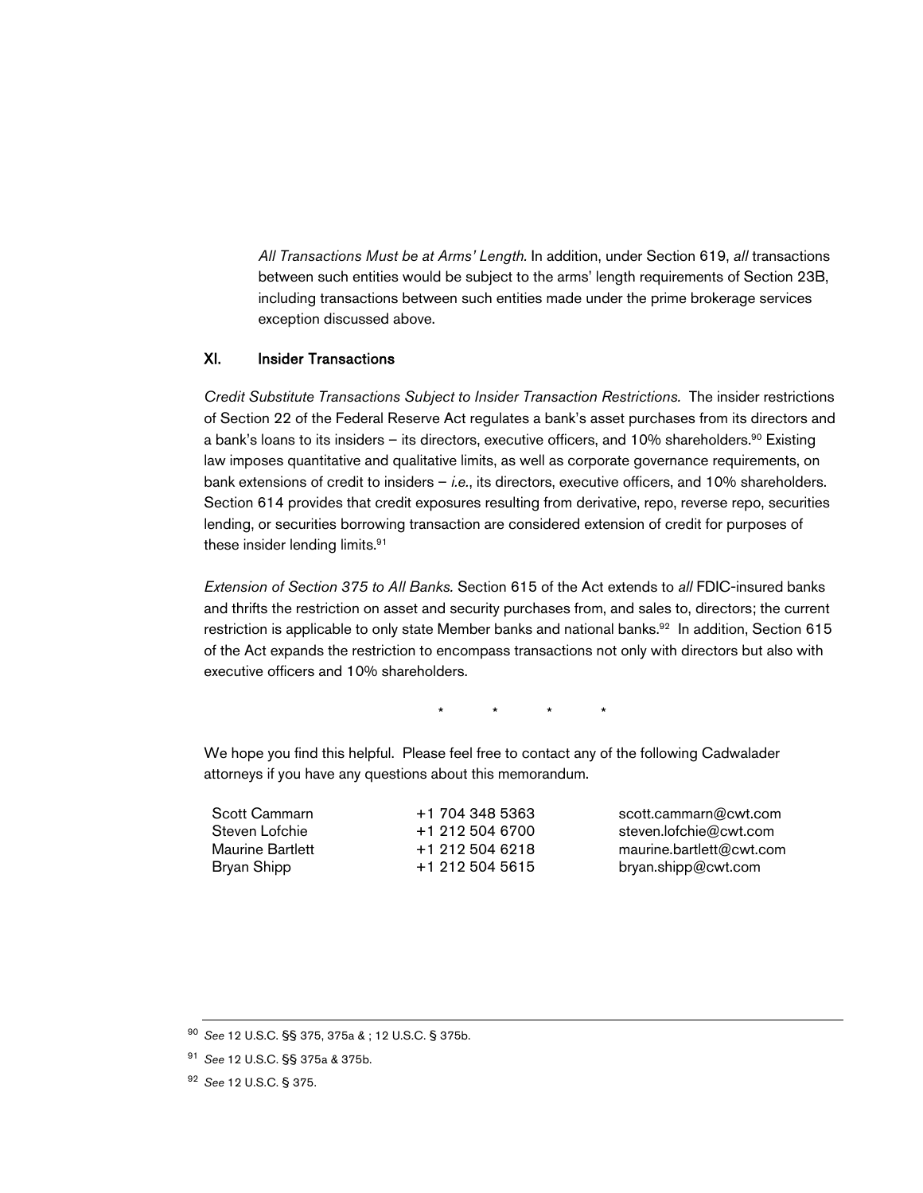*All Transactions Must be at Arms' Length.* In addition, under Section 619, *all* transactions between such entities would be subject to the arms' length requirements of Section 23B, including transactions between such entities made under the prime brokerage services exception discussed above.

## XI. Insider Transactions

*Credit Substitute Transactions Subject to Insider Transaction Restrictions.* The insider restrictions of Section 22 of the Federal Reserve Act regulates a bank's asset purchases from its directors and a bank's loans to its insiders – its directors, executive officers, and 10% shareholders.[90] Existing law imposes quantitative and qualitative limits, as well as corporate governance requirements, on bank extensions of credit to insiders – *i.e.*, its directors, executive officers, and 10% shareholders. Section 614 provides that credit exposures resulting from derivative, repo, reverse repo, securities lending, or securities borrowing transaction are considered extension of credit for purposes of these insider lending limits.[91]

*Extension of Section 375 to All Banks.* Section 615 of the Act extends to *all* FDIC-insured banks and thrifts the restriction on asset and security purchases from, and sales to, directors; the current restriction is applicable to only state Member banks and national banks.[92] In addition, Section 615 of the Act expands the restriction to encompass transactions not only with directors but also with executive officers and 10% shareholders.

\* \* \* \*

We hope you find this helpful. Please feel free to contact any of the following Cadwalader attorneys if you have any questions about this memorandum.

| | | |
|---|---|---|
| Scott Cammarn | +1 704 348 5363 | scott.cammarn@cwt.com |
| Steven Lofchie | +1 212 504 6700 | steven.lofchie@cwt.com |
| Maurine Bartlett | +1 212 504 6218 | maurine.bartlett@cwt.com |
| Bryan Shipp | +1 212 504 5615 | bryan.shipp@cwt.com |

---

[90] *See* 12 U.S.C. §§ 375, 375a & ; 12 U.S.C. § 375b.

[91] *See* 12 U.S.C. §§ 375a & 375b.

[92] *See* 12 U.S.C. § 375.